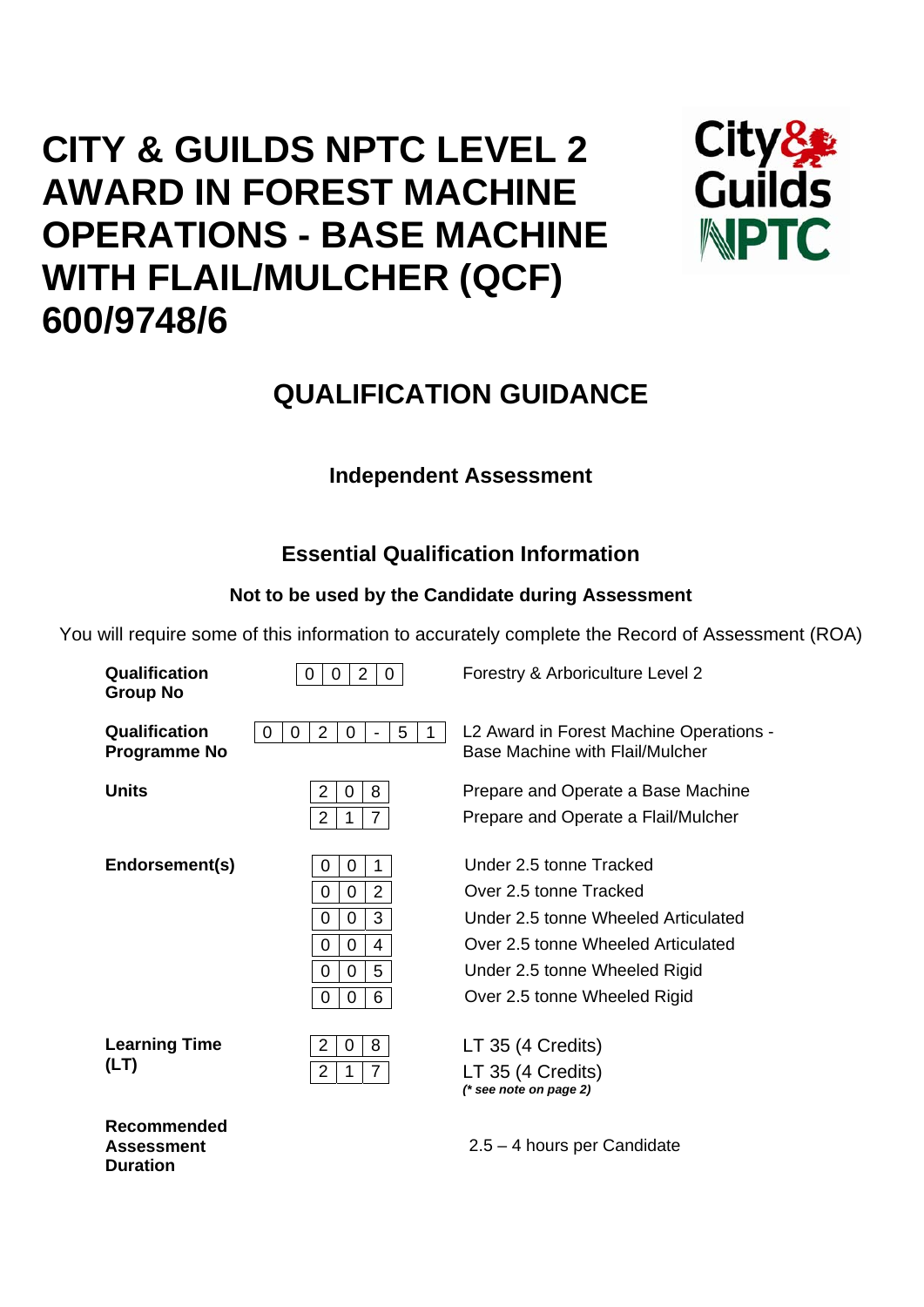# CITY & GUILDS NPTC LEVEL 2 AWARD IN FOREST MACHINE OPERATIONS - BASE MACHINE WITH FLAIL/MULCHER (QCF) 600/9748/6

## QUALIFICATION GUIDANCE

### Independent Assessment

### Essential Qualification Information

**Not to be used by the Candidate during Assessment**

You will require some of this information to accurately complete the Record of Assessment (ROA)

| | | |
|---|---|---|
| **Qualification Group No** | 0020 | Forestry & Arboriculture Level 2 |
| **Qualification Programme No** | 0020-51 | L2 Award in Forest Machine Operations - Base Machine with Flail/Mulcher |
| **Units** | 208 | Prepare and Operate a Base Machine |
| | 217 | Prepare and Operate a Flail/Mulcher |
| **Endorsement(s)** | 001 | Under 2.5 tonne Tracked |
| | 002 | Over 2.5 tonne Tracked |
| | 003 | Under 2.5 tonne Wheeled Articulated |
| | 004 | Over 2.5 tonne Wheeled Articulated |
| | 005 | Under 2.5 tonne Wheeled Rigid |
| | 006 | Over 2.5 tonne Wheeled Rigid |
| **Learning Time (LT)** | 208 | LT 35 (4 Credits) |
| | 217 | LT 35 (4 Credits) *(* see note on page 2)* |
| **Recommended Assessment Duration** | | 2.5 – 4 hours per Candidate |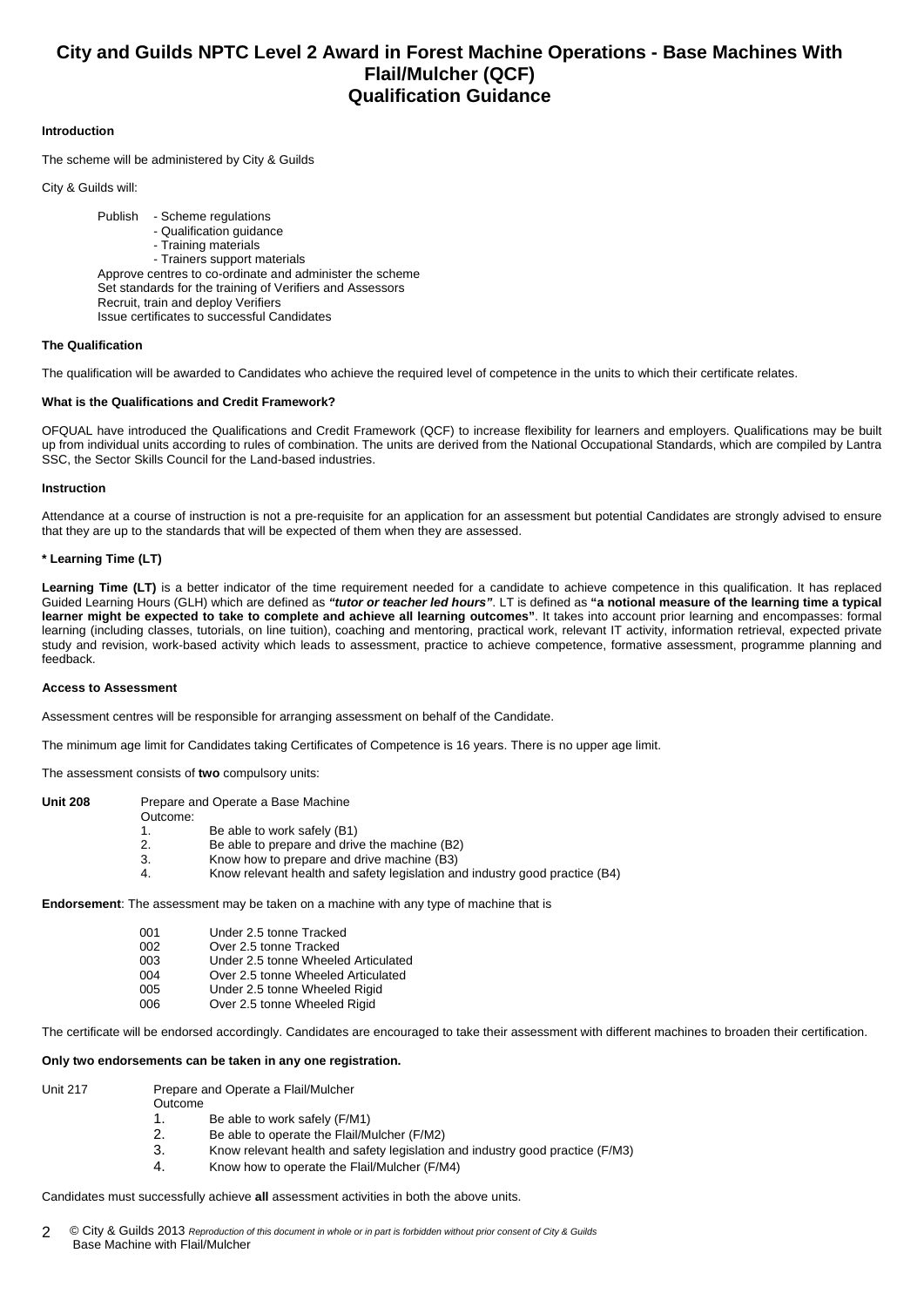# City and Guilds NPTC Level 2 Award in Forest Machine Operations - Base Machines With Flail/Mulcher (QCF)
# Qualification Guidance

**Introduction**

The scheme will be administered by City & Guilds

City & Guilds will:

Publish - Scheme regulations
- Qualification guidance
- Training materials
- Trainers support materials

Approve centres to co-ordinate and administer the scheme
Set standards for the training of Verifiers and Assessors
Recruit, train and deploy Verifiers
Issue certificates to successful Candidates

**The Qualification**

The qualification will be awarded to Candidates who achieve the required level of competence in the units to which their certificate relates.

**What is the Qualifications and Credit Framework?**

OFQUAL have introduced the Qualifications and Credit Framework (QCF) to increase flexibility for learners and employers. Qualifications may be built up from individual units according to rules of combination. The units are derived from the National Occupational Standards, which are compiled by Lantra SSC, the Sector Skills Council for the Land-based industries.

**Instruction**

Attendance at a course of instruction is not a pre-requisite for an application for an assessment but potential Candidates are strongly advised to ensure that they are up to the standards that will be expected of them when they are assessed.

**\* Learning Time (LT)**

**Learning Time (LT)** is a better indicator of the time requirement needed for a candidate to achieve competence in this qualification. It has replaced Guided Learning Hours (GLH) which are defined as ***"tutor or teacher led hours"***. LT is defined as **"a notional measure of the learning time a typical learner might be expected to take to complete and achieve all learning outcomes"**. It takes into account prior learning and encompasses: formal learning (including classes, tutorials, on line tuition), coaching and mentoring, practical work, relevant IT activity, information retrieval, expected private study and revision, work-based activity which leads to assessment, practice to achieve competence, formative assessment, programme planning and feedback.

**Access to Assessment**

Assessment centres will be responsible for arranging assessment on behalf of the Candidate.

The minimum age limit for Candidates taking Certificates of Competence is 16 years. There is no upper age limit.

The assessment consists of **two** compulsory units:

**Unit 208** Prepare and Operate a Base Machine

Outcome:
1. Be able to work safely (B1)
2. Be able to prepare and drive the machine (B2)
3. Know how to prepare and drive machine (B3)
4. Know relevant health and safety legislation and industry good practice (B4)

**Endorsement**: The assessment may be taken on a machine with any type of machine that is

| | |
|---|---|
| 001 | Under 2.5 tonne Tracked |
| 002 | Over 2.5 tonne Tracked |
| 003 | Under 2.5 tonne Wheeled Articulated |
| 004 | Over 2.5 tonne Wheeled Articulated |
| 005 | Under 2.5 tonne Wheeled Rigid |
| 006 | Over 2.5 tonne Wheeled Rigid |

The certificate will be endorsed accordingly. Candidates are encouraged to take their assessment with different machines to broaden their certification.

**Only two endorsements can be taken in any one registration.**

Unit 217 Prepare and Operate a Flail/Mulcher

Outcome
1. Be able to work safely (F/M1)
2. Be able to operate the Flail/Mulcher (F/M2)
3. Know relevant health and safety legislation and industry good practice (F/M3)
4. Know how to operate the Flail/Mulcher (F/M4)

Candidates must successfully achieve **all** assessment activities in both the above units.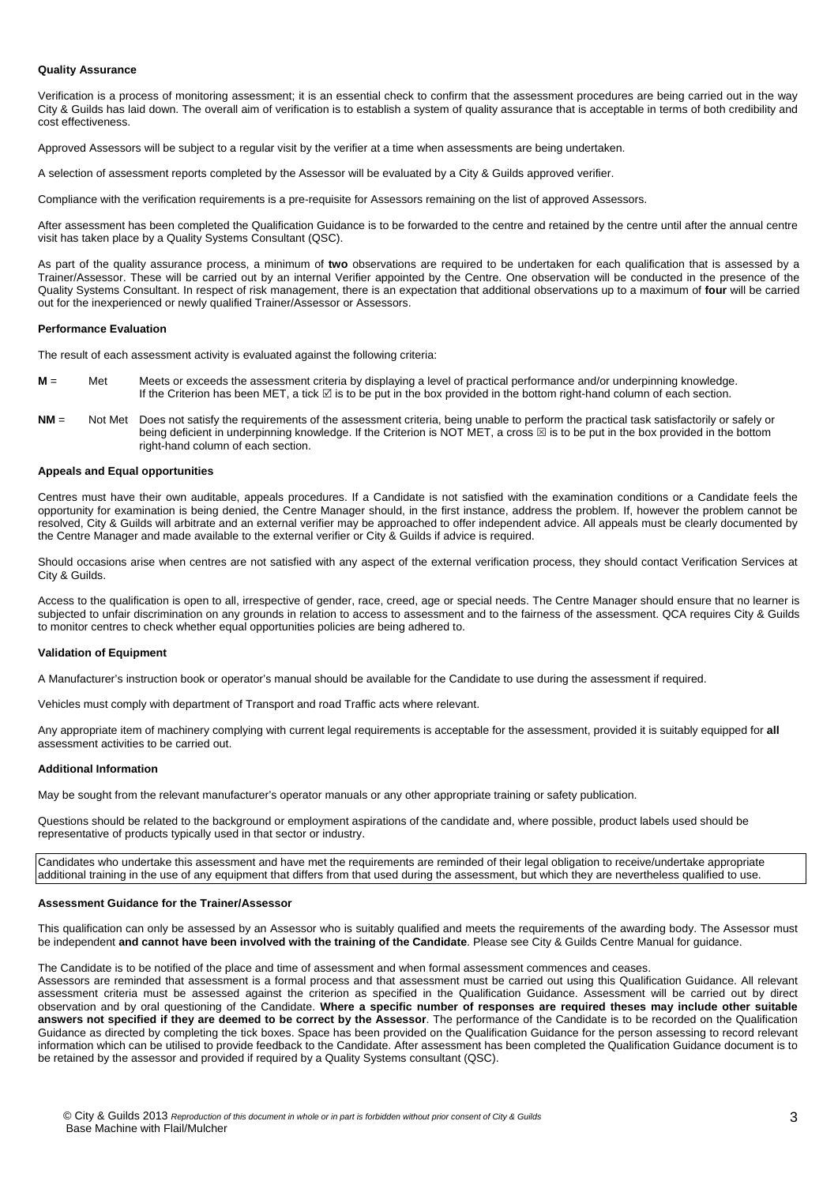**Quality Assurance**

Verification is a process of monitoring assessment; it is an essential check to confirm that the assessment procedures are being carried out in the way City & Guilds has laid down. The overall aim of verification is to establish a system of quality assurance that is acceptable in terms of both credibility and cost effectiveness.

Approved Assessors will be subject to a regular visit by the verifier at a time when assessments are being undertaken.

A selection of assessment reports completed by the Assessor will be evaluated by a City & Guilds approved verifier.

Compliance with the verification requirements is a pre-requisite for Assessors remaining on the list of approved Assessors.

After assessment has been completed the Qualification Guidance is to be forwarded to the centre and retained by the centre until after the annual centre visit has taken place by a Quality Systems Consultant (QSC).

As part of the quality assurance process, a minimum of **two** observations are required to be undertaken for each qualification that is assessed by a Trainer/Assessor. These will be carried out by an internal Verifier appointed by the Centre. One observation will be conducted in the presence of the Quality Systems Consultant. In respect of risk management, there is an expectation that additional observations up to a maximum of **four** will be carried out for the inexperienced or newly qualified Trainer/Assessor or Assessors.

**Performance Evaluation**

The result of each assessment activity is evaluated against the following criteria:

**M** = Met — Meets or exceeds the assessment criteria by displaying a level of practical performance and/or underpinning knowledge. If the Criterion has been MET, a tick ☑ is to be put in the box provided in the bottom right-hand column of each section.

**NM** = Not Met — Does not satisfy the requirements of the assessment criteria, being unable to perform the practical task satisfactorily or safely or being deficient in underpinning knowledge. If the Criterion is NOT MET, a cross ☒ is to be put in the box provided in the bottom right-hand column of each section.

**Appeals and Equal opportunities**

Centres must have their own auditable, appeals procedures. If a Candidate is not satisfied with the examination conditions or a Candidate feels the opportunity for examination is being denied, the Centre Manager should, in the first instance, address the problem. If, however the problem cannot be resolved, City & Guilds will arbitrate and an external verifier may be approached to offer independent advice. All appeals must be clearly documented by the Centre Manager and made available to the external verifier or City & Guilds if advice is required.

Should occasions arise when centres are not satisfied with any aspect of the external verification process, they should contact Verification Services at City & Guilds.

Access to the qualification is open to all, irrespective of gender, race, creed, age or special needs. The Centre Manager should ensure that no learner is subjected to unfair discrimination on any grounds in relation to access to assessment and to the fairness of the assessment. QCA requires City & Guilds to monitor centres to check whether equal opportunities policies are being adhered to.

**Validation of Equipment**

A Manufacturer's instruction book or operator's manual should be available for the Candidate to use during the assessment if required.

Vehicles must comply with department of Transport and road Traffic acts where relevant.

Any appropriate item of machinery complying with current legal requirements is acceptable for the assessment, provided it is suitably equipped for **all** assessment activities to be carried out.

**Additional Information**

May be sought from the relevant manufacturer's operator manuals or any other appropriate training or safety publication.

Questions should be related to the background or employment aspirations of the candidate and, where possible, product labels used should be representative of products typically used in that sector or industry.

Candidates who undertake this assessment and have met the requirements are reminded of their legal obligation to receive/undertake appropriate additional training in the use of any equipment that differs from that used during the assessment, but which they are nevertheless qualified to use.

**Assessment Guidance for the Trainer/Assessor**

This qualification can only be assessed by an Assessor who is suitably qualified and meets the requirements of the awarding body. The Assessor must be independent **and cannot have been involved with the training of the Candidate**. Please see City & Guilds Centre Manual for guidance.

The Candidate is to be notified of the place and time of assessment and when formal assessment commences and ceases.
Assessors are reminded that assessment is a formal process and that assessment must be carried out using this Qualification Guidance. All relevant assessment criteria must be assessed against the criterion as specified in the Qualification Guidance. Assessment will be carried out by direct observation and by oral questioning of the Candidate. **Where a specific number of responses are required theses may include other suitable answers not specified if they are deemed to be correct by the Assessor**. The performance of the Candidate is to be recorded on the Qualification Guidance as directed by completing the tick boxes. Space has been provided on the Qualification Guidance for the person assessing to record relevant information which can be utilised to provide feedback to the Candidate. After assessment has been completed the Qualification Guidance document is to be retained by the assessor and provided if required by a Quality Systems consultant (QSC).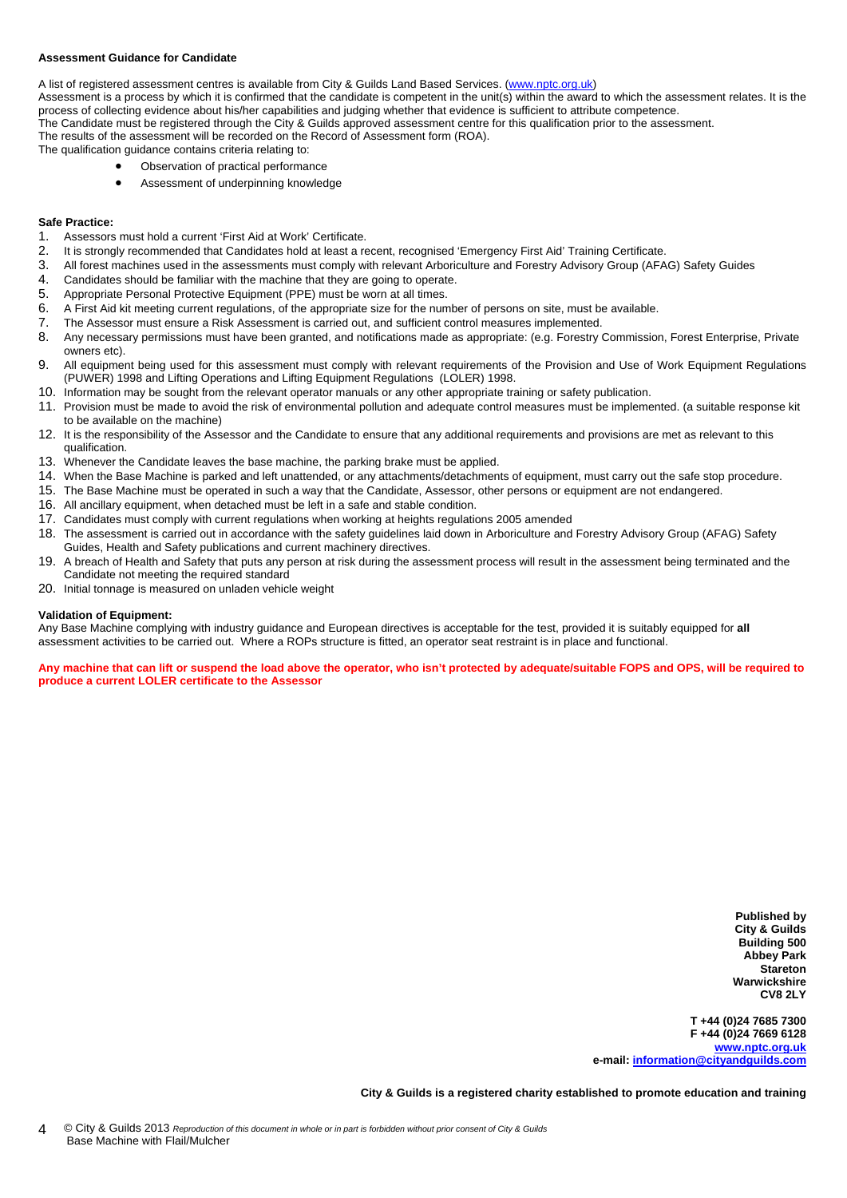**Assessment Guidance for Candidate**

A list of registered assessment centres is available from City & Guilds Land Based Services. (www.nptc.org.uk)
Assessment is a process by which it is confirmed that the candidate is competent in the unit(s) within the award to which the assessment relates. It is the process of collecting evidence about his/her capabilities and judging whether that evidence is sufficient to attribute competence.
The Candidate must be registered through the City & Guilds approved assessment centre for this qualification prior to the assessment.
The results of the assessment will be recorded on the Record of Assessment form (ROA).
The qualification guidance contains criteria relating to:

- Observation of practical performance
- Assessment of underpinning knowledge

**Safe Practice:**

1. Assessors must hold a current 'First Aid at Work' Certificate.
2. It is strongly recommended that Candidates hold at least a recent, recognised 'Emergency First Aid' Training Certificate.
3. All forest machines used in the assessments must comply with relevant Arboriculture and Forestry Advisory Group (AFAG) Safety Guides
4. Candidates should be familiar with the machine that they are going to operate.
5. Appropriate Personal Protective Equipment (PPE) must be worn at all times.
6. A First Aid kit meeting current regulations, of the appropriate size for the number of persons on site, must be available.
7. The Assessor must ensure a Risk Assessment is carried out, and sufficient control measures implemented.
8. Any necessary permissions must have been granted, and notifications made as appropriate: (e.g. Forestry Commission, Forest Enterprise, Private owners etc).
9. All equipment being used for this assessment must comply with relevant requirements of the Provision and Use of Work Equipment Regulations (PUWER) 1998 and Lifting Operations and Lifting Equipment Regulations (LOLER) 1998.
10. Information may be sought from the relevant operator manuals or any other appropriate training or safety publication.
11. Provision must be made to avoid the risk of environmental pollution and adequate control measures must be implemented. (a suitable response kit to be available on the machine)
12. It is the responsibility of the Assessor and the Candidate to ensure that any additional requirements and provisions are met as relevant to this qualification.
13. Whenever the Candidate leaves the base machine, the parking brake must be applied.
14. When the Base Machine is parked and left unattended, or any attachments/detachments of equipment, must carry out the safe stop procedure.
15. The Base Machine must be operated in such a way that the Candidate, Assessor, other persons or equipment are not endangered.
16. All ancillary equipment, when detached must be left in a safe and stable condition.
17. Candidates must comply with current regulations when working at heights regulations 2005 amended
18. The assessment is carried out in accordance with the safety guidelines laid down in Arboriculture and Forestry Advisory Group (AFAG) Safety Guides, Health and Safety publications and current machinery directives.
19. A breach of Health and Safety that puts any person at risk during the assessment process will result in the assessment being terminated and the Candidate not meeting the required standard
20. Initial tonnage is measured on unladen vehicle weight

**Validation of Equipment:**

Any Base Machine complying with industry guidance and European directives is acceptable for the test, provided it is suitably equipped for **all** assessment activities to be carried out. Where a ROPs structure is fitted, an operator seat restraint is in place and functional.

**Any machine that can lift or suspend the load above the operator, who isn't protected by adequate/suitable FOPS and OPS, will be required to produce a current LOLER certificate to the Assessor**

**Published by**
**City & Guilds**
**Building 500**
**Abbey Park**
**Stareton**
**Warwickshire**
**CV8 2LY**

**T +44 (0)24 7685 7300**
**F +44 (0)24 7669 6128**
**www.nptc.org.uk**
**e-mail: information@cityandguilds.com**

**City & Guilds is a registered charity established to promote education and training**

© City & Guilds 2013 *Reproduction of this document in whole or in part is forbidden without prior consent of City & Guilds*
Base Machine with Flail/Mulcher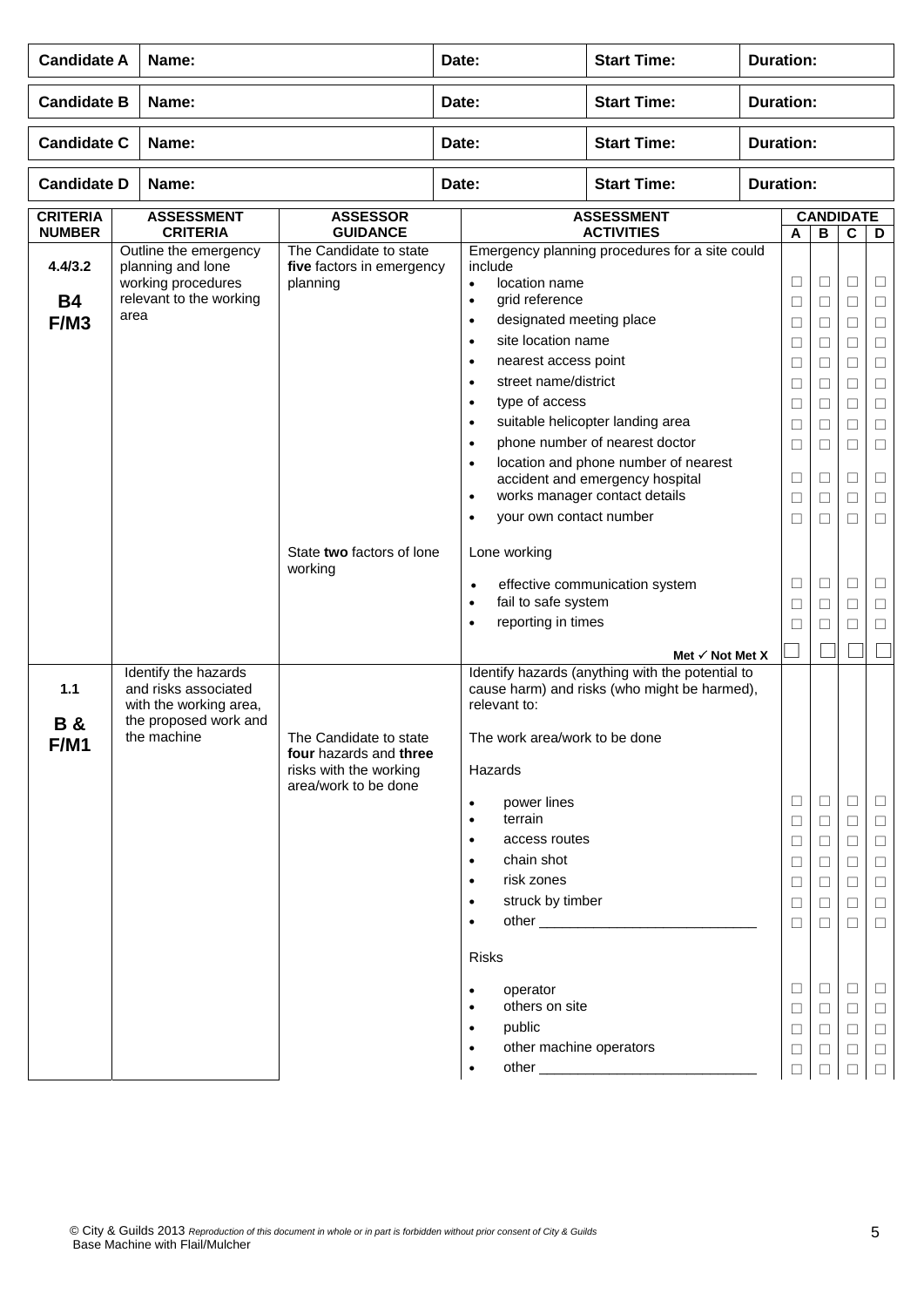| Candidate A | Name: | Date: | Start Time: | Duration: |
|---|---|---|---|---|
| **Candidate B** | **Name:** | **Date:** | **Start Time:** | **Duration:** |
| **Candidate C** | **Name:** | **Date:** | **Start Time:** | **Duration:** |
| **Candidate D** | **Name:** | **Date:** | **Start Time:** | **Duration:** |

| CRITERIA NUMBER | ASSESSMENT CRITERIA | ASSESSOR GUIDANCE | ASSESSMENT ACTIVITIES | CANDIDATE A | B | C | D |
|---|---|---|---|---|---|---|---|
| **4.4/3.2** **B4** **F/M3** | Outline the emergency planning and lone working procedures relevant to the working area | The Candidate to state **five** factors in emergency planning | Emergency planning procedures for a site could include | | | | |
| | | | • location name | ☐ | ☐ | ☐ | ☐ |
| | | | • grid reference | ☐ | ☐ | ☐ | ☐ |
| | | | • designated meeting place | ☐ | ☐ | ☐ | ☐ |
| | | | • site location name | ☐ | ☐ | ☐ | ☐ |
| | | | • nearest access point | ☐ | ☐ | ☐ | ☐ |
| | | | • street name/district | ☐ | ☐ | ☐ | ☐ |
| | | | • type of access | ☐ | ☐ | ☐ | ☐ |
| | | | • suitable helicopter landing area | ☐ | ☐ | ☐ | ☐ |
| | | | • phone number of nearest doctor | ☐ | ☐ | ☐ | ☐ |
| | | | • location and phone number of nearest accident and emergency hospital | ☐ | ☐ | ☐ | ☐ |
| | | | • works manager contact details | ☐ | ☐ | ☐ | ☐ |
| | | | • your own contact number | ☐ | ☐ | ☐ | ☐ |
| | | State **two** factors of lone working | Lone working | | | | |
| | | | • effective communication system | ☐ | ☐ | ☐ | ☐ |
| | | | • fail to safe system | ☐ | ☐ | ☐ | ☐ |
| | | | • reporting in times | ☐ | ☐ | ☐ | ☐ |
| | | | **Met ✓ Not Met X** | ☐ | ☐ | ☐ | ☐ |
| **1.1** **B &** **F/M1** | Identify the hazards and risks associated with the working area, the proposed work and the machine | | Identify hazards (anything with the potential to cause harm) and risks (who might be harmed), relevant to: | | | | |
| | | The Candidate to state **four** hazards and **three** risks with the working area/work to be done | The work area/work to be done | | | | |
| | | | Hazards | | | | |
| | | | • power lines | ☐ | ☐ | ☐ | ☐ |
| | | | • terrain | ☐ | ☐ | ☐ | ☐ |
| | | | • access routes | ☐ | ☐ | ☐ | ☐ |
| | | | • chain shot | ☐ | ☐ | ☐ | ☐ |
| | | | • risk zones | ☐ | ☐ | ☐ | ☐ |
| | | | • struck by timber | ☐ | ☐ | ☐ | ☐ |
| | | | • other ____________________________ | ☐ | ☐ | ☐ | ☐ |
| | | | Risks | | | | |
| | | | • operator | ☐ | ☐ | ☐ | ☐ |
| | | | • others on site | ☐ | ☐ | ☐ | ☐ |
| | | | • public | ☐ | ☐ | ☐ | ☐ |
| | | | • other machine operators | ☐ | ☐ | ☐ | ☐ |
| | | | • other ____________________________ | ☐ | ☐ | ☐ | ☐ |

© City & Guilds 2013 *Reproduction of this document in whole or in part is forbidden without prior consent of City & Guilds*
Base Machine with Flail/Mulcher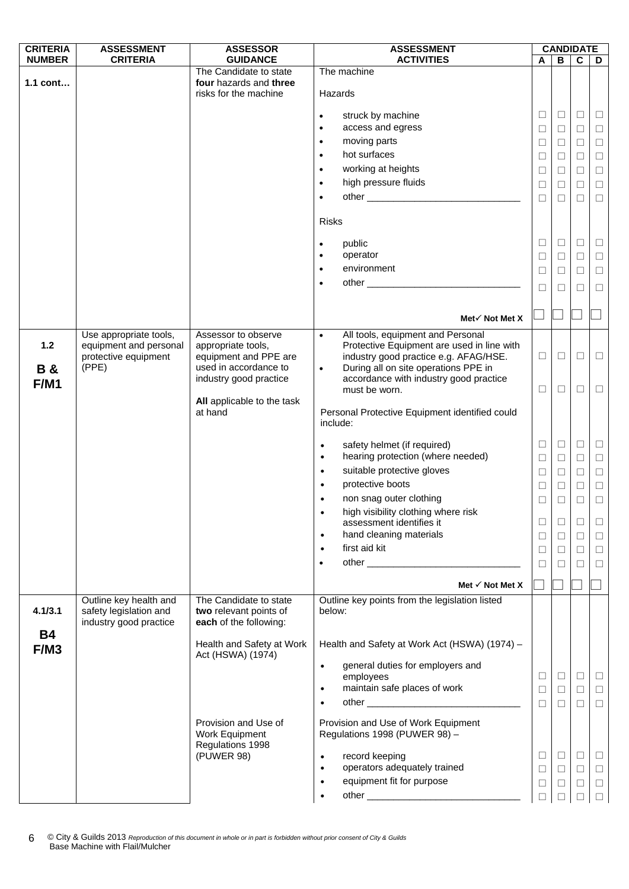| CRITERIA NUMBER | ASSESSMENT CRITERIA | ASSESSOR GUIDANCE | ASSESSMENT ACTIVITIES | CANDIDATE A | CANDIDATE B | CANDIDATE C | CANDIDATE D |
|---|---|---|---|---|---|---|---|
| **1.1 cont…** | | The Candidate to state **four** hazards and **three** risks for the machine | The machine | | | | |
| | | | Hazards | | | | |
| | | | • struck by machine | ☐ | ☐ | ☐ | ☐ |
| | | | • access and egress | ☐ | ☐ | ☐ | ☐ |
| | | | • moving parts | ☐ | ☐ | ☐ | ☐ |
| | | | • hot surfaces | ☐ | ☐ | ☐ | ☐ |
| | | | • working at heights | ☐ | ☐ | ☐ | ☐ |
| | | | • high pressure fluids | ☐ | ☐ | ☐ | ☐ |
| | | | • other ___________________________ | ☐ | ☐ | ☐ | ☐ |
| | | | Risks | | | | |
| | | | • public | ☐ | ☐ | ☐ | ☐ |
| | | | • operator | ☐ | ☐ | ☐ | ☐ |
| | | | • environment | ☐ | ☐ | ☐ | ☐ |
| | | | • other ___________________________ | ☐ | ☐ | ☐ | ☐ |
| | | | **Met✓ Not Met X** | ☐ | ☐ | ☐ | ☐ |
| **1.2** **B & F/M1** | Use appropriate tools, equipment and personal protective equipment (PPE) | Assessor to observe appropriate tools, equipment and PPE are used in accordance to industry good practice **All** applicable to the task at hand | • All tools, equipment and Personal Protective Equipment are used in line with industry good practice e.g. AFAG/HSE. | ☐ | ☐ | ☐ | ☐ |
| | | | • During all on site operations PPE in accordance with industry good practice must be worn. | ☐ | ☐ | ☐ | ☐ |
| | | | Personal Protective Equipment identified could include: | | | | |
| | | | • safety helmet (if required) | ☐ | ☐ | ☐ | ☐ |
| | | | • hearing protection (where needed) | ☐ | ☐ | ☐ | ☐ |
| | | | • suitable protective gloves | ☐ | ☐ | ☐ | ☐ |
| | | | • protective boots | ☐ | ☐ | ☐ | ☐ |
| | | | • non snag outer clothing | ☐ | ☐ | ☐ | ☐ |
| | | | • high visibility clothing where risk assessment identifies it | ☐ | ☐ | ☐ | ☐ |
| | | | • hand cleaning materials | ☐ | ☐ | ☐ | ☐ |
| | | | • first aid kit | ☐ | ☐ | ☐ | ☐ |
| | | | • other ___________________________ | ☐ | ☐ | ☐ | ☐ |
| | | | **Met ✓ Not Met X** | ☐ | ☐ | ☐ | ☐ |
| **4.1/3.1** **B4 F/M3** | Outline key health and safety legislation and industry good practice | The Candidate to state **two** relevant points of **each** of the following: | Outline key points from the legislation listed below: | | | | |
| | | Health and Safety at Work Act (HSWA) (1974) | Health and Safety at Work Act (HSWA) (1974) – | | | | |
| | | | • general duties for employers and employees | ☐ | ☐ | ☐ | ☐ |
| | | | • maintain safe places of work | ☐ | ☐ | ☐ | ☐ |
| | | | • other ___________________________ | ☐ | ☐ | ☐ | ☐ |
| | | Provision and Use of Work Equipment Regulations 1998 (PUWER 98) | Provision and Use of Work Equipment Regulations 1998 (PUWER 98) – | | | | |
| | | | • record keeping | ☐ | ☐ | ☐ | ☐ |
| | | | • operators adequately trained | ☐ | ☐ | ☐ | ☐ |
| | | | • equipment fit for purpose | ☐ | ☐ | ☐ | ☐ |
| | | | • other ___________________________ | ☐ | ☐ | ☐ | ☐ |

© City & Guilds 2013 *Reproduction of this document in whole or in part is forbidden without prior consent of City & Guilds*
Base Machine with Flail/Mulcher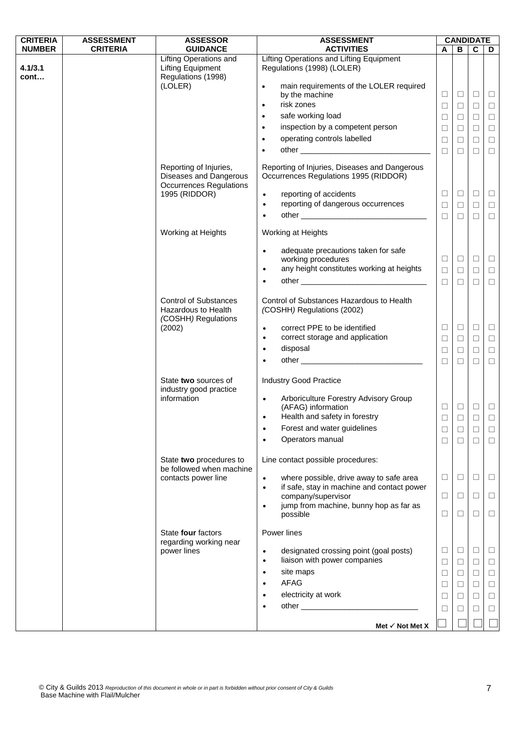| CRITERIA NUMBER | ASSESSMENT CRITERIA | ASSESSOR GUIDANCE | ASSESSMENT ACTIVITIES | CANDIDATE A | B | C | D |
|---|---|---|---|---|---|---|---|
| 4.1/3.1 cont… | | Lifting Operations and Lifting Equipment Regulations (1998) (LOLER) | Lifting Operations and Lifting Equipment Regulations (1998) (LOLER) | | | | |
| | | | • main requirements of the LOLER required by the machine | ☐ | ☐ | ☐ | ☐ |
| | | | • risk zones | ☐ | ☐ | ☐ | ☐ |
| | | | • safe working load | ☐ | ☐ | ☐ | ☐ |
| | | | • inspection by a competent person | ☐ | ☐ | ☐ | ☐ |
| | | | • operating controls labelled | ☐ | ☐ | ☐ | ☐ |
| | | | • other ______________________________ | ☐ | ☐ | ☐ | ☐ |
| | | Reporting of Injuries, Diseases and Dangerous Occurrences Regulations 1995 (RIDDOR) | Reporting of Injuries, Diseases and Dangerous Occurrences Regulations 1995 (RIDDOR) | | | | |
| | | | • reporting of accidents | ☐ | ☐ | ☐ | ☐ |
| | | | • reporting of dangerous occurrences | ☐ | ☐ | ☐ | ☐ |
| | | | • other ______________________________ | ☐ | ☐ | ☐ | ☐ |
| | | Working at Heights | Working at Heights | | | | |
| | | | • adequate precautions taken for safe working procedures | ☐ | ☐ | ☐ | ☐ |
| | | | • any height constitutes working at heights | ☐ | ☐ | ☐ | ☐ |
| | | | • other ______________________________ | ☐ | ☐ | ☐ | ☐ |
| | | Control of Substances Hazardous to Health *(*COSHH*)* Regulations (2002) | Control of Substances Hazardous to Health *(*COSHH*)* Regulations (2002) | | | | |
| | | | • correct PPE to be identified | ☐ | ☐ | ☐ | ☐ |
| | | | • correct storage and application | ☐ | ☐ | ☐ | ☐ |
| | | | • disposal | ☐ | ☐ | ☐ | ☐ |
| | | | • other ____________________________ | ☐ | ☐ | ☐ | ☐ |
| | | State **two** sources of industry good practice information | Industry Good Practice | | | | |
| | | | • Arboriculture Forestry Advisory Group (AFAG) information | ☐ | ☐ | ☐ | ☐ |
| | | | • Health and safety in forestry | ☐ | ☐ | ☐ | ☐ |
| | | | • Forest and water guidelines | ☐ | ☐ | ☐ | ☐ |
| | | | • Operators manual | ☐ | ☐ | ☐ | ☐ |
| | | State **two** procedures to be followed when machine contacts power line | Line contact possible procedures: | | | | |
| | | | • where possible, drive away to safe area | ☐ | ☐ | ☐ | ☐ |
| | | | • if safe, stay in machine and contact power company/supervisor | ☐ | ☐ | ☐ | ☐ |
| | | | • jump from machine, bunny hop as far as possible | ☐ | ☐ | ☐ | ☐ |
| | | State **four** factors regarding working near power lines | Power lines | | | | |
| | | | • designated crossing point (goal posts) | ☐ | ☐ | ☐ | ☐ |
| | | | • liaison with power companies | ☐ | ☐ | ☐ | ☐ |
| | | | • site maps | ☐ | ☐ | ☐ | ☐ |
| | | | • AFAG | ☐ | ☐ | ☐ | ☐ |
| | | | • electricity at work | ☐ | ☐ | ☐ | ☐ |
| | | | • other ___________________________ | ☐ | ☐ | ☐ | ☐ |
| | | | **Met ✓ Not Met X** | ☐ | ☐ | ☐ | ☐ |

© City & Guilds 2013 *Reproduction of this document in whole or in part is forbidden without prior consent of City & Guilds*
Base Machine with Flail/Mulcher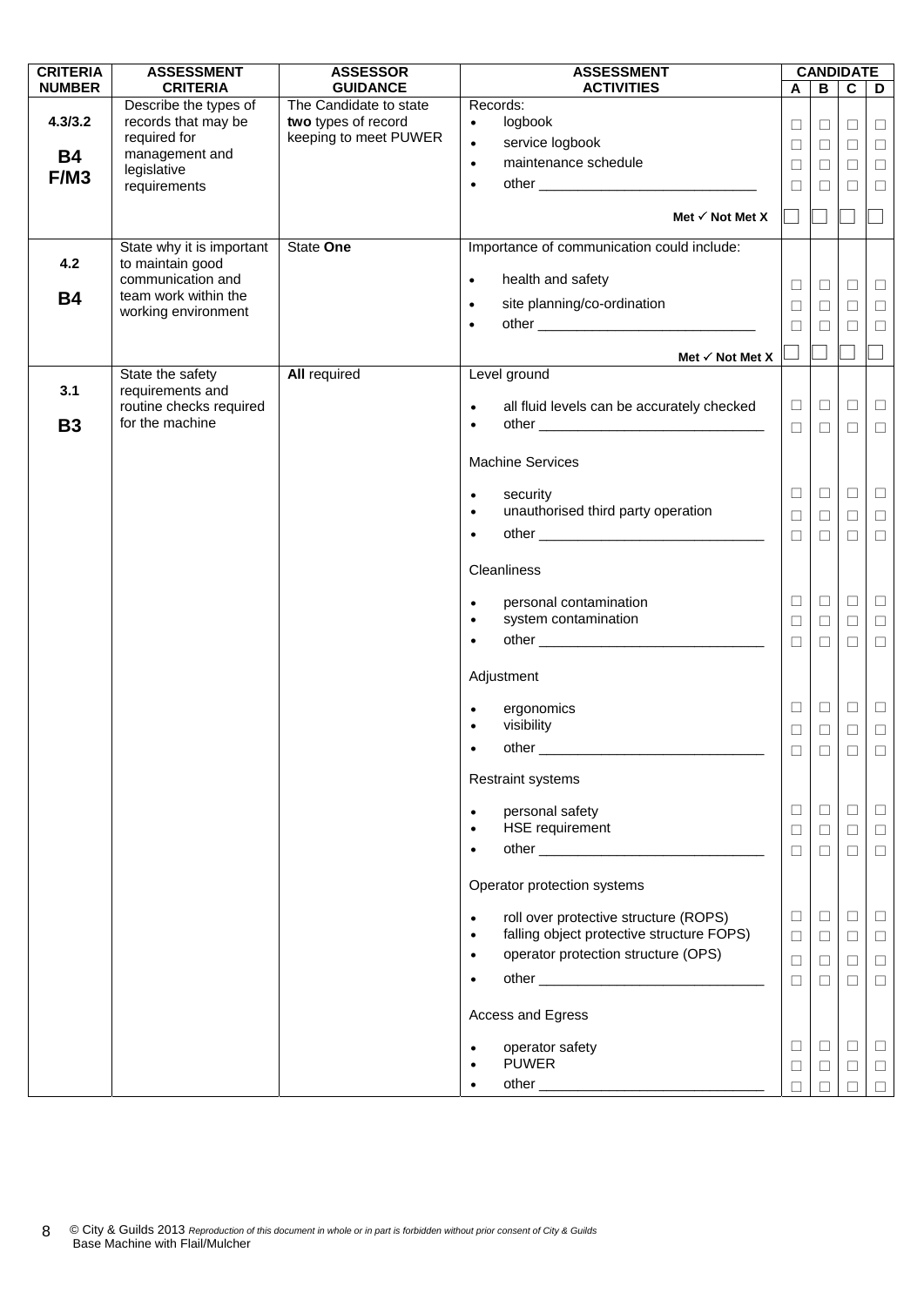| CRITERIA NUMBER | ASSESSMENT CRITERIA | ASSESSOR GUIDANCE | ASSESSMENT ACTIVITIES | CANDIDATE A | CANDIDATE B | CANDIDATE C | CANDIDATE D |
|---|---|---|---|---|---|---|---|
| **4.3/3.2** **B4** **F/M3** | Describe the types of records that may be required for management and legislative requirements | The Candidate to state **two** types of record keeping to meet PUWER | Records: | | | | |
| | | | • logbook | ☐ | ☐ | ☐ | ☐ |
| | | | • service logbook | ☐ | ☐ | ☐ | ☐ |
| | | | • maintenance schedule | ☐ | ☐ | ☐ | ☐ |
| | | | • other ____________________________ | ☐ | ☐ | ☐ | ☐ |
| | | | **Met ✓ Not Met X** | ☐ | ☐ | ☐ | ☐ |
| **4.2** **B4** | State why it is important to maintain good communication and team work within the working environment | State **One** | Importance of communication could include: | | | | |
| | | | • health and safety | ☐ | ☐ | ☐ | ☐ |
| | | | • site planning/co-ordination | ☐ | ☐ | ☐ | ☐ |
| | | | • other ____________________________ | ☐ | ☐ | ☐ | ☐ |
| | | | **Met ✓ Not Met X** | ☐ | ☐ | ☐ | ☐ |
| **3.1** **B3** | State the safety requirements and routine checks required for the machine | **All** required | Level ground | | | | |
| | | | • all fluid levels can be accurately checked | ☐ | ☐ | ☐ | ☐ |
| | | | • other ____________________________ | ☐ | ☐ | ☐ | ☐ |
| | | | Machine Services | | | | |
| | | | • security | ☐ | ☐ | ☐ | ☐ |
| | | | • unauthorised third party operation | ☐ | ☐ | ☐ | ☐ |
| | | | • other ____________________________ | ☐ | ☐ | ☐ | ☐ |
| | | | Cleanliness | | | | |
| | | | • personal contamination | ☐ | ☐ | ☐ | ☐ |
| | | | • system contamination | ☐ | ☐ | ☐ | ☐ |
| | | | • other ____________________________ | ☐ | ☐ | ☐ | ☐ |
| | | | Adjustment | | | | |
| | | | • ergonomics | ☐ | ☐ | ☐ | ☐ |
| | | | • visibility | ☐ | ☐ | ☐ | ☐ |
| | | | • other ____________________________ | ☐ | ☐ | ☐ | ☐ |
| | | | Restraint systems | | | | |
| | | | • personal safety | ☐ | ☐ | ☐ | ☐ |
| | | | • HSE requirement | ☐ | ☐ | ☐ | ☐ |
| | | | • other ____________________________ | ☐ | ☐ | ☐ | ☐ |
| | | | Operator protection systems | | | | |
| | | | • roll over protective structure (ROPS) | ☐ | ☐ | ☐ | ☐ |
| | | | • falling object protective structure FOPS) | ☐ | ☐ | ☐ | ☐ |
| | | | • operator protection structure (OPS) | ☐ | ☐ | ☐ | ☐ |
| | | | • other ____________________________ | ☐ | ☐ | ☐ | ☐ |
| | | | Access and Egress | | | | |
| | | | • operator safety | ☐ | ☐ | ☐ | ☐ |
| | | | • PUWER | ☐ | ☐ | ☐ | ☐ |
| | | | • other ____________________________ | ☐ | ☐ | ☐ | ☐ |

© City & Guilds 2013 *Reproduction of this document in whole or in part is forbidden without prior consent of City & Guilds*
Base Machine with Flail/Mulcher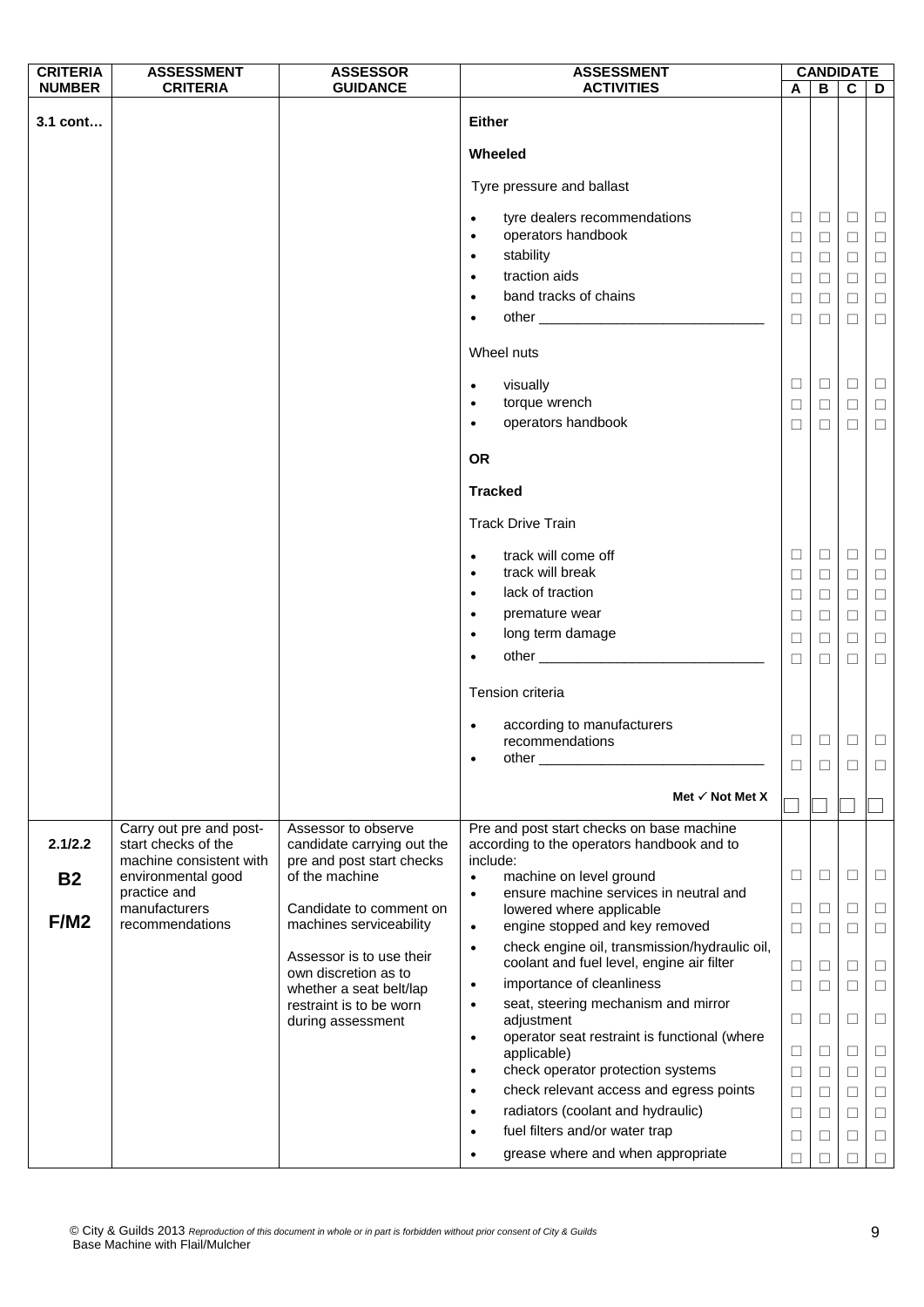| CRITERIA NUMBER | ASSESSMENT CRITERIA | ASSESSOR GUIDANCE | ASSESSMENT ACTIVITIES | CANDIDATE A | B | C | D |
|---|---|---|---|---|---|---|---|
| 3.1 cont… | | | **Either** | | | | |
| | | | **Wheeled** | | | | |
| | | | Tyre pressure and ballast | | | | |
| | | | • tyre dealers recommendations | ☐ | ☐ | ☐ | ☐ |
| | | | • operators handbook | ☐ | ☐ | ☐ | ☐ |
| | | | • stability | ☐ | ☐ | ☐ | ☐ |
| | | | • traction aids | ☐ | ☐ | ☐ | ☐ |
| | | | • band tracks of chains | ☐ | ☐ | ☐ | ☐ |
| | | | • other ____________________________ | ☐ | ☐ | ☐ | ☐ |
| | | | Wheel nuts | | | | |
| | | | • visually | ☐ | ☐ | ☐ | ☐ |
| | | | • torque wrench | ☐ | ☐ | ☐ | ☐ |
| | | | • operators handbook | ☐ | ☐ | ☐ | ☐ |
| | | | **OR** | | | | |
| | | | **Tracked** | | | | |
| | | | Track Drive Train | | | | |
| | | | • track will come off | ☐ | ☐ | ☐ | ☐ |
| | | | • track will break | ☐ | ☐ | ☐ | ☐ |
| | | | • lack of traction | ☐ | ☐ | ☐ | ☐ |
| | | | • premature wear | ☐ | ☐ | ☐ | ☐ |
| | | | • long term damage | ☐ | ☐ | ☐ | ☐ |
| | | | • other ____________________________ | ☐ | ☐ | ☐ | ☐ |
| | | | Tension criteria | | | | |
| | | | • according to manufacturers recommendations | ☐ | ☐ | ☐ | ☐ |
| | | | • other ____________________________ | ☐ | ☐ | ☐ | ☐ |
| | | | **Met ✓ Not Met X** | ☐ | ☐ | ☐ | ☐ |
| 2.1/2.2 <br> **B2** <br> **F/M2** | Carry out pre and post-start checks of the machine consistent with environmental good practice and manufacturers recommendations | Assessor to observe candidate carrying out the pre and post start checks of the machine <br><br> Candidate to comment on machines serviceability <br><br> Assessor is to use their own discretion as to whether a seat belt/lap restraint is to be worn during assessment | Pre and post start checks on base machine according to the operators handbook and to include: | | | | |
| | | | • machine on level ground | ☐ | ☐ | ☐ | ☐ |
| | | | • ensure machine services in neutral and lowered where applicable | ☐ | ☐ | ☐ | ☐ |
| | | | • engine stopped and key removed | ☐ | ☐ | ☐ | ☐ |
| | | | • check engine oil, transmission/hydraulic oil, coolant and fuel level, engine air filter | ☐ | ☐ | ☐ | ☐ |
| | | | • importance of cleanliness | ☐ | ☐ | ☐ | ☐ |
| | | | • seat, steering mechanism and mirror adjustment | ☐ | ☐ | ☐ | ☐ |
| | | | • operator seat restraint is functional (where applicable) | ☐ | ☐ | ☐ | ☐ |
| | | | • check operator protection systems | ☐ | ☐ | ☐ | ☐ |
| | | | • check relevant access and egress points | ☐ | ☐ | ☐ | ☐ |
| | | | • radiators (coolant and hydraulic) | ☐ | ☐ | ☐ | ☐ |
| | | | • fuel filters and/or water trap | ☐ | ☐ | ☐ | ☐ |
| | | | • grease where and when appropriate | ☐ | ☐ | ☐ | ☐ |

© City & Guilds 2013 *Reproduction of this document in whole or in part is forbidden without prior consent of City & Guilds*
Base Machine with Flail/Mulcher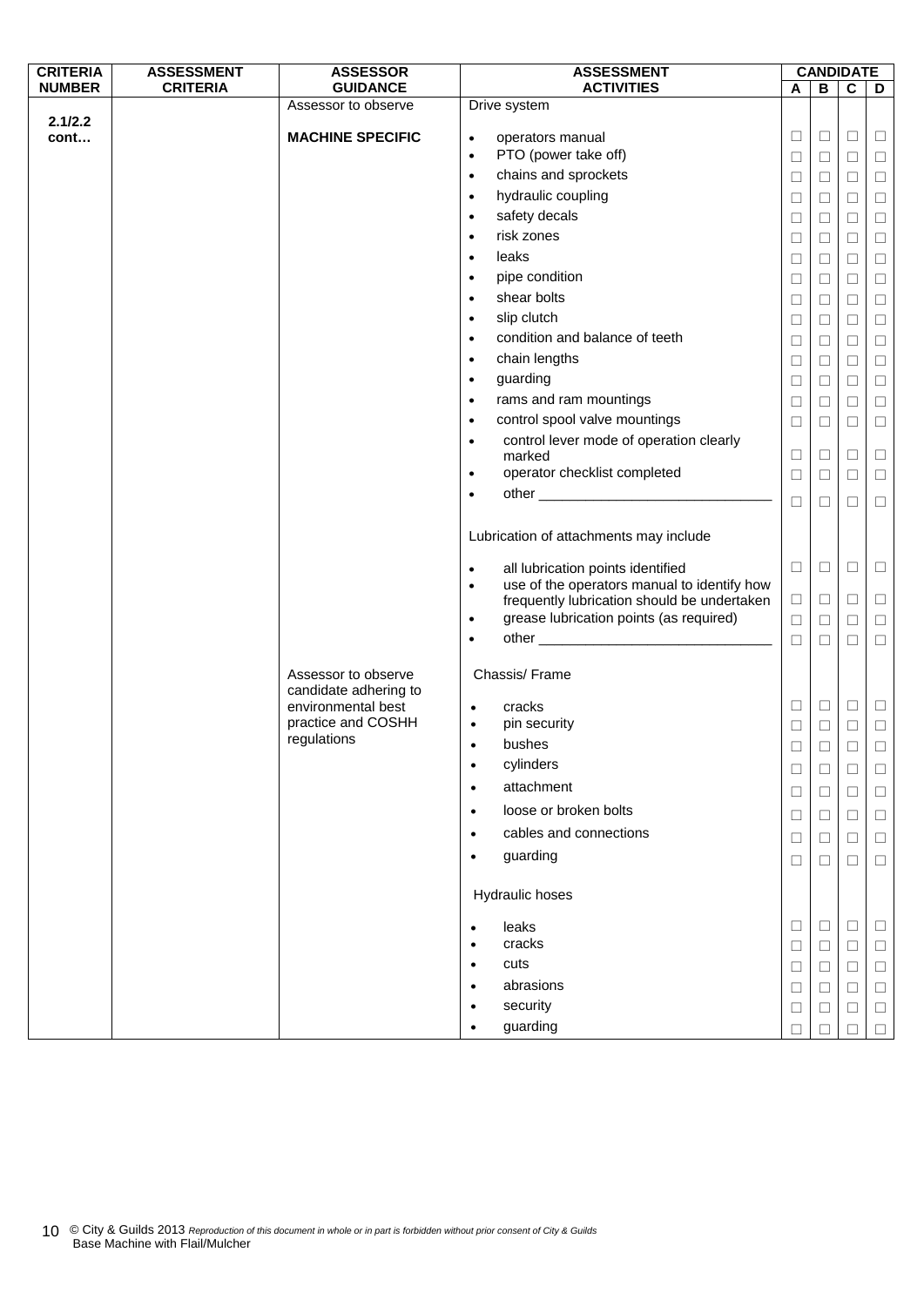| CRITERIA NUMBER | ASSESSMENT CRITERIA | ASSESSOR GUIDANCE | ASSESSMENT ACTIVITIES | CANDIDATE | | | |
|---|---|---|---|---|---|---|---|
| | | | | A | B | C | D |
| 2.1/2.2 cont… | | Assessor to observe | Drive system | | | | |
| | | **MACHINE SPECIFIC** | • operators manual | ☐ | ☐ | ☐ | ☐ |
| | | | • PTO (power take off) | ☐ | ☐ | ☐ | ☐ |
| | | | • chains and sprockets | ☐ | ☐ | ☐ | ☐ |
| | | | • hydraulic coupling | ☐ | ☐ | ☐ | ☐ |
| | | | • safety decals | ☐ | ☐ | ☐ | ☐ |
| | | | • risk zones | ☐ | ☐ | ☐ | ☐ |
| | | | • leaks | ☐ | ☐ | ☐ | ☐ |
| | | | • pipe condition | ☐ | ☐ | ☐ | ☐ |
| | | | • shear bolts | ☐ | ☐ | ☐ | ☐ |
| | | | • slip clutch | ☐ | ☐ | ☐ | ☐ |
| | | | • condition and balance of teeth | ☐ | ☐ | ☐ | ☐ |
| | | | • chain lengths | ☐ | ☐ | ☐ | ☐ |
| | | | • guarding | ☐ | ☐ | ☐ | ☐ |
| | | | • rams and ram mountings | ☐ | ☐ | ☐ | ☐ |
| | | | • control spool valve mountings | ☐ | ☐ | ☐ | ☐ |
| | | | • control lever mode of operation clearly marked | ☐ | ☐ | ☐ | ☐ |
| | | | • operator checklist completed | ☐ | ☐ | ☐ | ☐ |
| | | | • other ______________________________ | ☐ | ☐ | ☐ | ☐ |
| | | | Lubrication of attachments may include | | | | |
| | | | • all lubrication points identified | ☐ | ☐ | ☐ | ☐ |
| | | | • use of the operators manual to identify how frequently lubrication should be undertaken | ☐ | ☐ | ☐ | ☐ |
| | | | • grease lubrication points (as required) | ☐ | ☐ | ☐ | ☐ |
| | | | • other ______________________________ | ☐ | ☐ | ☐ | ☐ |
| | | Assessor to observe candidate adhering to environmental best practice and COSHH regulations | Chassis/ Frame | | | | |
| | | | • cracks | ☐ | ☐ | ☐ | ☐ |
| | | | • pin security | ☐ | ☐ | ☐ | ☐ |
| | | | • bushes | ☐ | ☐ | ☐ | ☐ |
| | | | • cylinders | ☐ | ☐ | ☐ | ☐ |
| | | | • attachment | ☐ | ☐ | ☐ | ☐ |
| | | | • loose or broken bolts | ☐ | ☐ | ☐ | ☐ |
| | | | • cables and connections | ☐ | ☐ | ☐ | ☐ |
| | | | • guarding | ☐ | ☐ | ☐ | ☐ |
| | | | Hydraulic hoses | | | | |
| | | | • leaks | ☐ | ☐ | ☐ | ☐ |
| | | | • cracks | ☐ | ☐ | ☐ | ☐ |
| | | | • cuts | ☐ | ☐ | ☐ | ☐ |
| | | | • abrasions | ☐ | ☐ | ☐ | ☐ |
| | | | • security | ☐ | ☐ | ☐ | ☐ |
| | | | • guarding | ☐ | ☐ | ☐ | ☐ |

© City & Guilds 2013 *Reproduction of this document in whole or in part is forbidden without prior consent of City & Guilds*
Base Machine with Flail/Mulcher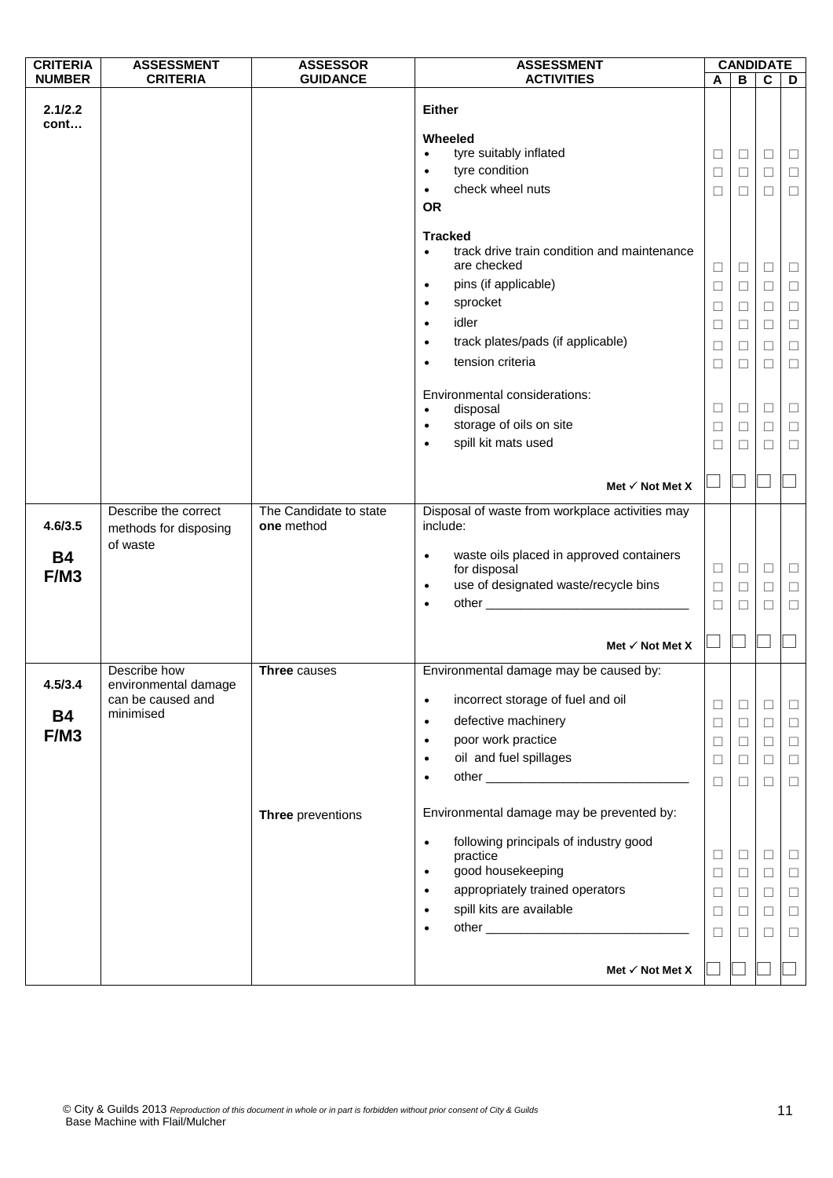| CRITERIA NUMBER | ASSESSMENT CRITERIA | ASSESSOR GUIDANCE | ASSESSMENT ACTIVITIES | CANDIDATE A | B | C | D |
|---|---|---|---|---|---|---|---|
| **2.1/2.2 cont…** | | | **Either** | | | | |
| | | | **Wheeled** | | | | |
| | | | • tyre suitably inflated | ☐ | ☐ | ☐ | ☐ |
| | | | • tyre condition | ☐ | ☐ | ☐ | ☐ |
| | | | • check wheel nuts | ☐ | ☐ | ☐ | ☐ |
| | | | **OR** | | | | |
| | | | **Tracked** | | | | |
| | | | • track drive train condition and maintenance are checked | ☐ | ☐ | ☐ | ☐ |
| | | | • pins (if applicable) | ☐ | ☐ | ☐ | ☐ |
| | | | • sprocket | ☐ | ☐ | ☐ | ☐ |
| | | | • idler | ☐ | ☐ | ☐ | ☐ |
| | | | • track plates/pads (if applicable) | ☐ | ☐ | ☐ | ☐ |
| | | | • tension criteria | ☐ | ☐ | ☐ | ☐ |
| | | | Environmental considerations: | | | | |
| | | | • disposal | ☐ | ☐ | ☐ | ☐ |
| | | | • storage of oils on site | ☐ | ☐ | ☐ | ☐ |
| | | | • spill kit mats used | ☐ | ☐ | ☐ | ☐ |
| | | | **Met ✓ Not Met X** | ☐ | ☐ | ☐ | ☐ |
| **4.6/3.5** **B4** **F/M3** | Describe the correct methods for disposing of waste | The Candidate to state **one** method | Disposal of waste from workplace activities may include: | | | | |
| | | | • waste oils placed in approved containers for disposal | ☐ | ☐ | ☐ | ☐ |
| | | | • use of designated waste/recycle bins | ☐ | ☐ | ☐ | ☐ |
| | | | • other _____________________________ | ☐ | ☐ | ☐ | ☐ |
| | | | **Met ✓ Not Met X** | ☐ | ☐ | ☐ | ☐ |
| **4.5/3.4** **B4** **F/M3** | Describe how environmental damage can be caused and minimised | **Three** causes | Environmental damage may be caused by: | | | | |
| | | | • incorrect storage of fuel and oil | ☐ | ☐ | ☐ | ☐ |
| | | | • defective machinery | ☐ | ☐ | ☐ | ☐ |
| | | | • poor work practice | ☐ | ☐ | ☐ | ☐ |
| | | | • oil and fuel spillages | ☐ | ☐ | ☐ | ☐ |
| | | | • other _____________________________ | ☐ | ☐ | ☐ | ☐ |
| | | **Three** preventions | Environmental damage may be prevented by: | | | | |
| | | | • following principals of industry good practice | ☐ | ☐ | ☐ | ☐ |
| | | | • good housekeeping | ☐ | ☐ | ☐ | ☐ |
| | | | • appropriately trained operators | ☐ | ☐ | ☐ | ☐ |
| | | | • spill kits are available | ☐ | ☐ | ☐ | ☐ |
| | | | • other _____________________________ | ☐ | ☐ | ☐ | ☐ |
| | | | **Met ✓ Not Met X** | ☐ | ☐ | ☐ | ☐ |

© City & Guilds 2013 *Reproduction of this document in whole or in part is forbidden without prior consent of City & Guilds*
Base Machine with Flail/Mulcher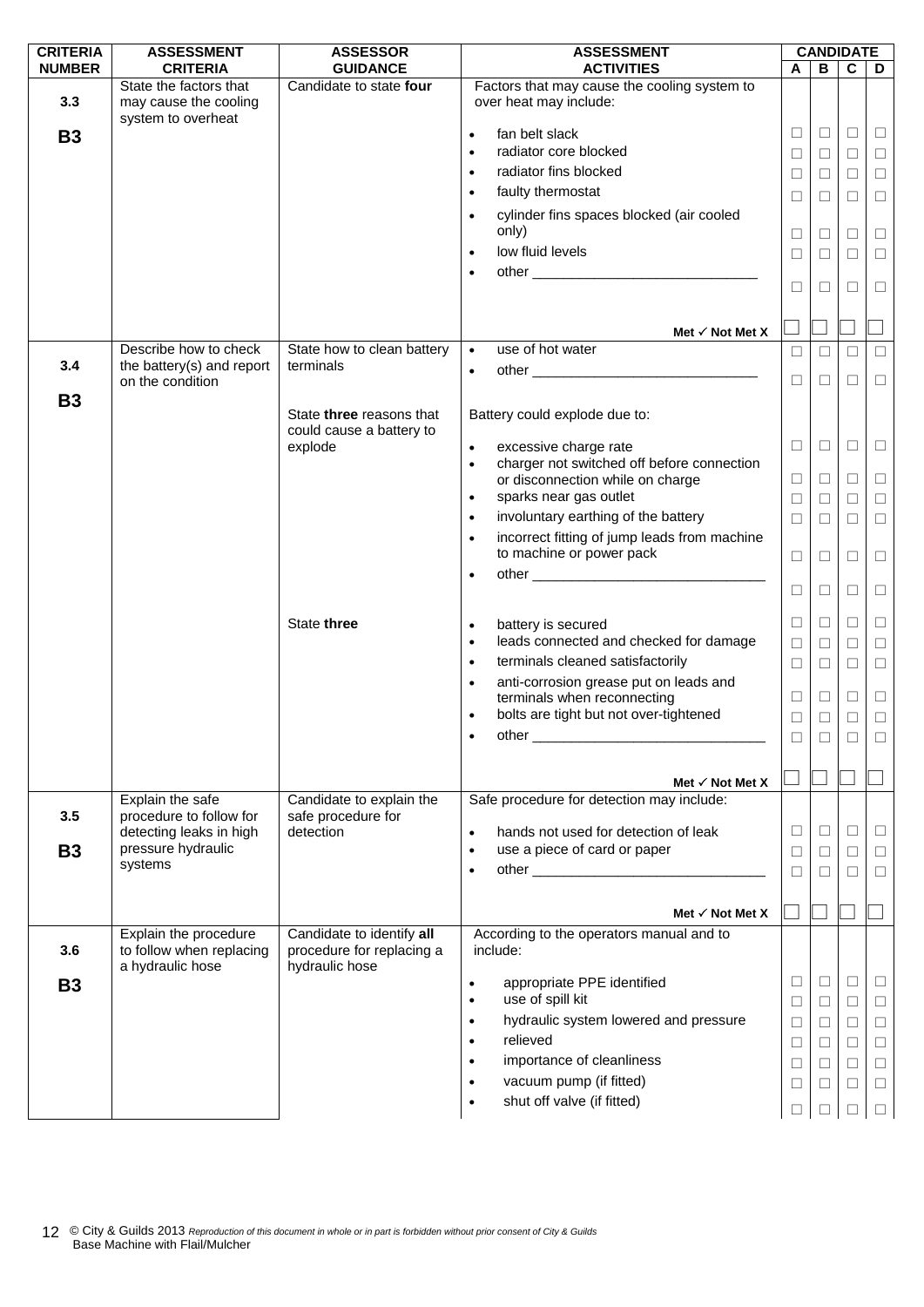| CRITERIA NUMBER | ASSESSMENT CRITERIA | ASSESSOR GUIDANCE | ASSESSMENT ACTIVITIES | CANDIDATE A | B | C | D |
|---|---|---|---|---|---|---|---|
| 3.3 **B3** | State the factors that may cause the cooling system to overheat | Candidate to state **four** | Factors that may cause the cooling system to over heat may include: | | | | |
| | | | • fan belt slack | ☐ | ☐ | ☐ | ☐ |
| | | | • radiator core blocked | ☐ | ☐ | ☐ | ☐ |
| | | | • radiator fins blocked | ☐ | ☐ | ☐ | ☐ |
| | | | • faulty thermostat | ☐ | ☐ | ☐ | ☐ |
| | | | • cylinder fins spaces blocked (air cooled only) | ☐ | ☐ | ☐ | ☐ |
| | | | • low fluid levels | ☐ | ☐ | ☐ | ☐ |
| | | | • other ______________________________ | ☐ | ☐ | ☐ | ☐ |
| | | | **Met ✓ Not Met X** | ☐ | ☐ | ☐ | ☐ |
| 3.4 **B3** | Describe how to check the battery(s) and report on the condition | State how to clean battery terminals | • use of hot water | ☐ | ☐ | ☐ | ☐ |
| | | | • other ______________________________ | ☐ | ☐ | ☐ | ☐ |
| | | State **three** reasons that could cause a battery to explode | Battery could explode due to: | | | | |
| | | | • excessive charge rate | ☐ | ☐ | ☐ | ☐ |
| | | | • charger not switched off before connection or disconnection while on charge | ☐ | ☐ | ☐ | ☐ |
| | | | • sparks near gas outlet | ☐ | ☐ | ☐ | ☐ |
| | | | • involuntary earthing of the battery | ☐ | ☐ | ☐ | ☐ |
| | | | • incorrect fitting of jump leads from machine to machine or power pack | ☐ | ☐ | ☐ | ☐ |
| | | | • other ______________________________ | ☐ | ☐ | ☐ | ☐ |
| | | State **three** | • battery is secured | ☐ | ☐ | ☐ | ☐ |
| | | | • leads connected and checked for damage | ☐ | ☐ | ☐ | ☐ |
| | | | • terminals cleaned satisfactorily | ☐ | ☐ | ☐ | ☐ |
| | | | • anti-corrosion grease put on leads and terminals when reconnecting | ☐ | ☐ | ☐ | ☐ |
| | | | • bolts are tight but not over-tightened | ☐ | ☐ | ☐ | ☐ |
| | | | • other ______________________________ | ☐ | ☐ | ☐ | ☐ |
| | | | **Met ✓ Not Met X** | ☐ | ☐ | ☐ | ☐ |
| 3.5 **B3** | Explain the safe procedure to follow for detecting leaks in high pressure hydraulic systems | Candidate to explain the safe procedure for detection | Safe procedure for detection may include: | | | | |
| | | | • hands not used for detection of leak | ☐ | ☐ | ☐ | ☐ |
| | | | • use a piece of card or paper | ☐ | ☐ | ☐ | ☐ |
| | | | • other ______________________________ | ☐ | ☐ | ☐ | ☐ |
| | | | **Met ✓ Not Met X** | ☐ | ☐ | ☐ | ☐ |
| 3.6 **B3** | Explain the procedure to follow when replacing a hydraulic hose | Candidate to identify **all** procedure for replacing a hydraulic hose | According to the operators manual and to include: | | | | |
| | | | • appropriate PPE identified | ☐ | ☐ | ☐ | ☐ |
| | | | • use of spill kit | ☐ | ☐ | ☐ | ☐ |
| | | | • hydraulic system lowered and pressure | ☐ | ☐ | ☐ | ☐ |
| | | | • relieved | ☐ | ☐ | ☐ | ☐ |
| | | | • importance of cleanliness | ☐ | ☐ | ☐ | ☐ |
| | | | • vacuum pump (if fitted) | ☐ | ☐ | ☐ | ☐ |
| | | | • shut off valve (if fitted) | ☐ | ☐ | ☐ | ☐ |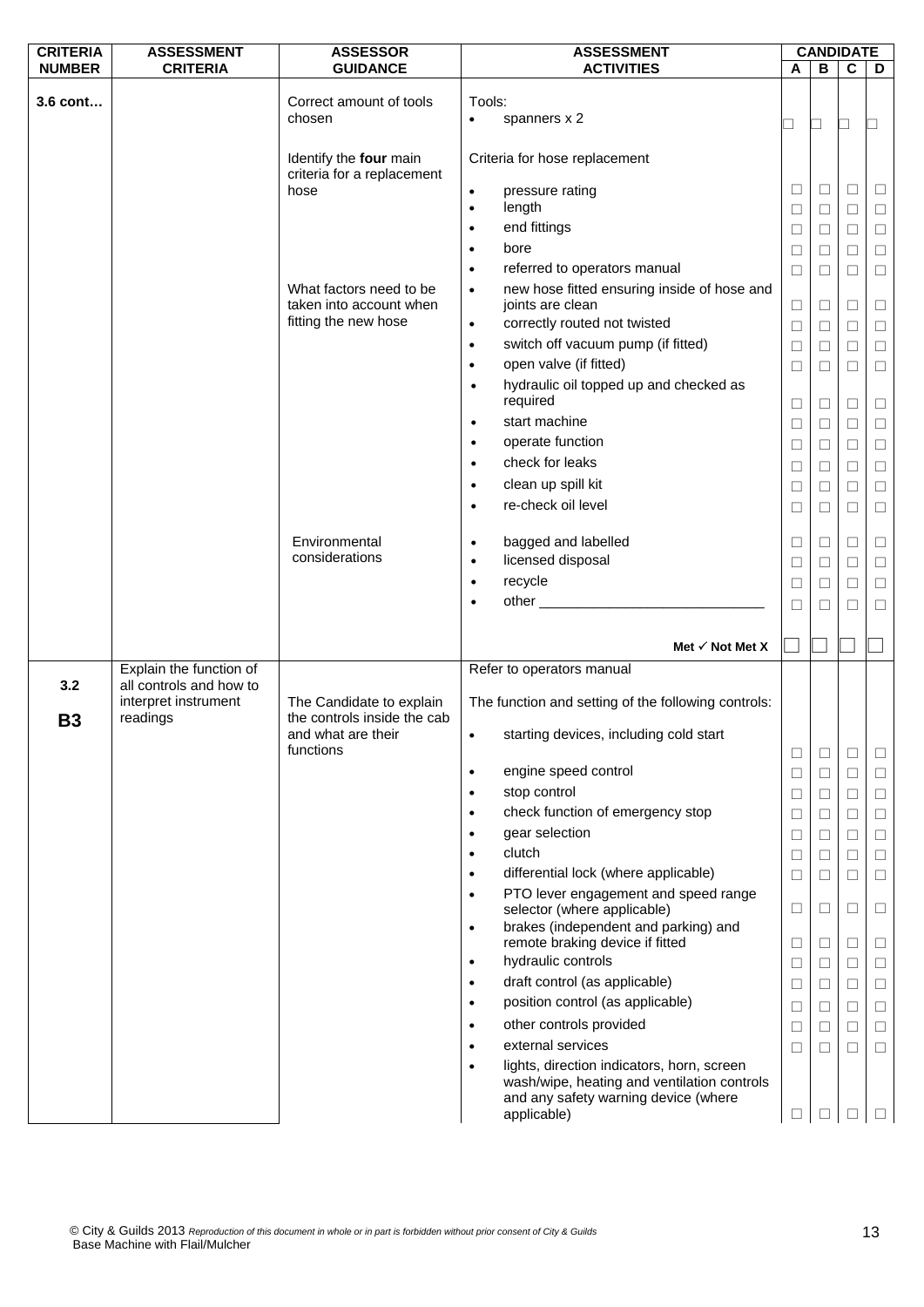| CRITERIA NUMBER | ASSESSMENT CRITERIA | ASSESSOR GUIDANCE | ASSESSMENT ACTIVITIES | CANDIDATE A | B | C | D |
|---|---|---|---|---|---|---|---|
| 3.6 cont… | | Correct amount of tools chosen | Tools:<br>• spanners x 2 | ☐ | ☐ | ☐ | ☐ |
| | | Identify the **four** main criteria for a replacement hose | Criteria for hose replacement | | | | |
| | | | • pressure rating | ☐ | ☐ | ☐ | ☐ |
| | | | • length | ☐ | ☐ | ☐ | ☐ |
| | | | • end fittings | ☐ | ☐ | ☐ | ☐ |
| | | | • bore | ☐ | ☐ | ☐ | ☐ |
| | | | • referred to operators manual | ☐ | ☐ | ☐ | ☐ |
| | | What factors need to be taken into account when fitting the new hose | • new hose fitted ensuring inside of hose and joints are clean | ☐ | ☐ | ☐ | ☐ |
| | | | • correctly routed not twisted | ☐ | ☐ | ☐ | ☐ |
| | | | • switch off vacuum pump (if fitted) | ☐ | ☐ | ☐ | ☐ |
| | | | • open valve (if fitted) | ☐ | ☐ | ☐ | ☐ |
| | | | • hydraulic oil topped up and checked as required | ☐ | ☐ | ☐ | ☐ |
| | | | • start machine | ☐ | ☐ | ☐ | ☐ |
| | | | • operate function | ☐ | ☐ | ☐ | ☐ |
| | | | • check for leaks | ☐ | ☐ | ☐ | ☐ |
| | | | • clean up spill kit | ☐ | ☐ | ☐ | ☐ |
| | | | • re-check oil level | ☐ | ☐ | ☐ | ☐ |
| | | Environmental considerations | • bagged and labelled | ☐ | ☐ | ☐ | ☐ |
| | | | • licensed disposal | ☐ | ☐ | ☐ | ☐ |
| | | | • recycle | ☐ | ☐ | ☐ | ☐ |
| | | | • other ____________________________ | ☐ | ☐ | ☐ | ☐ |
| | | | **Met ✓ Not Met X** | ☐ | ☐ | ☐ | ☐ |
| 3.2<br>**B3** | Explain the function of all controls and how to interpret instrument readings | The Candidate to explain the controls inside the cab and what are their functions | Refer to operators manual<br>The function and setting of the following controls: | | | | |
| | | | • starting devices, including cold start | ☐ | ☐ | ☐ | ☐ |
| | | | • engine speed control | ☐ | ☐ | ☐ | ☐ |
| | | | • stop control | ☐ | ☐ | ☐ | ☐ |
| | | | • check function of emergency stop | ☐ | ☐ | ☐ | ☐ |
| | | | • gear selection | ☐ | ☐ | ☐ | ☐ |
| | | | • clutch | ☐ | ☐ | ☐ | ☐ |
| | | | • differential lock (where applicable) | ☐ | ☐ | ☐ | ☐ |
| | | | • PTO lever engagement and speed range selector (where applicable) | ☐ | ☐ | ☐ | ☐ |
| | | | • brakes (independent and parking) and remote braking device if fitted | ☐ | ☐ | ☐ | ☐ |
| | | | • hydraulic controls | ☐ | ☐ | ☐ | ☐ |
| | | | • draft control (as applicable) | ☐ | ☐ | ☐ | ☐ |
| | | | • position control (as applicable) | ☐ | ☐ | ☐ | ☐ |
| | | | • other controls provided | ☐ | ☐ | ☐ | ☐ |
| | | | • external services | ☐ | ☐ | ☐ | ☐ |
| | | | • lights, direction indicators, horn, screen wash/wipe, heating and ventilation controls and any safety warning device (where applicable) | ☐ | ☐ | ☐ | ☐ |

© City & Guilds 2013 *Reproduction of this document in whole or in part is forbidden without prior consent of City & Guilds*
Base Machine with Flail/Mulcher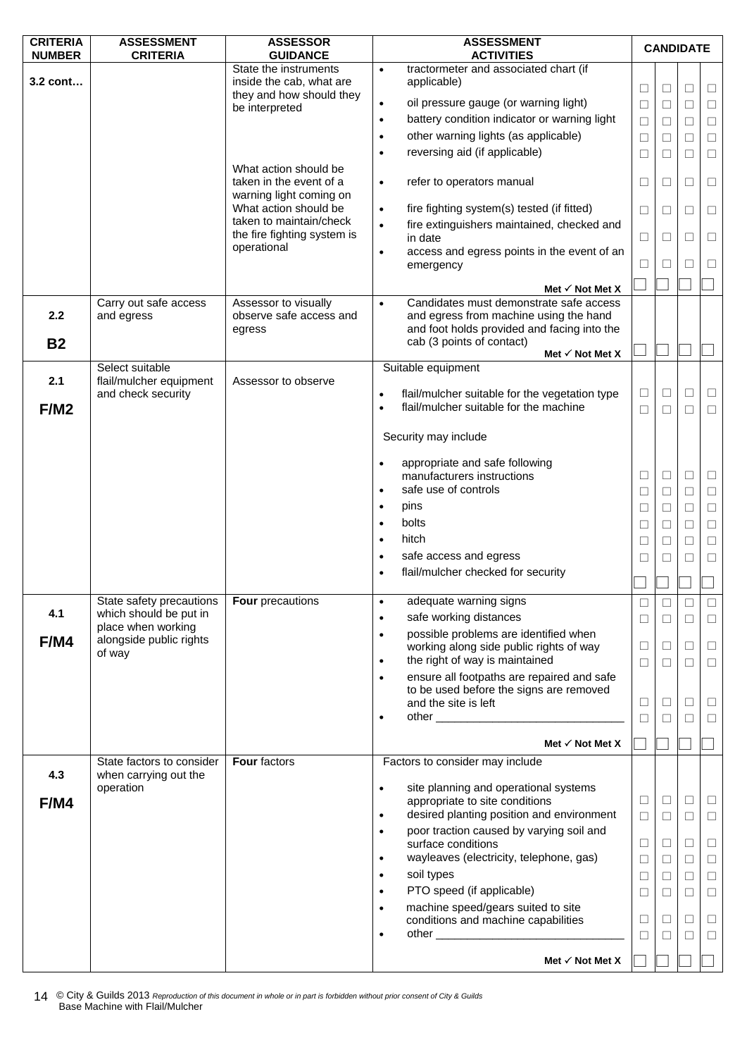| CRITERIA NUMBER | ASSESSMENT CRITERIA | ASSESSOR GUIDANCE | ASSESSMENT ACTIVITIES | CANDIDATE | | | |
|---|---|---|---|---|---|---|---|
| 3.2 cont… | | State the instruments inside the cab, what are they and how should they be interpreted | • tractormeter and associated chart (if applicable) | ☐ | ☐ | ☐ | ☐ |
| | | | • oil pressure gauge (or warning light) | ☐ | ☐ | ☐ | ☐ |
| | | | • battery condition indicator or warning light | ☐ | ☐ | ☐ | ☐ |
| | | | • other warning lights (as applicable) | ☐ | ☐ | ☐ | ☐ |
| | | | • reversing aid (if applicable) | ☐ | ☐ | ☐ | ☐ |
| | | What action should be taken in the event of a warning light coming on | • refer to operators manual | ☐ | ☐ | ☐ | ☐ |
| | | What action should be taken to maintain/check the fire fighting system is operational | • fire fighting system(s) tested (if fitted) | ☐ | ☐ | ☐ | ☐ |
| | | | • fire extinguishers maintained, checked and in date | ☐ | ☐ | ☐ | ☐ |
| | | | • access and egress points in the event of an emergency | ☐ | ☐ | ☐ | ☐ |
| | | | Met ✓ Not Met X | ☐ | ☐ | ☐ | ☐ |
| 2.2<br>B2 | Carry out safe access and egress | Assessor to visually observe safe access and egress | • Candidates must demonstrate safe access and egress from machine using the hand and foot holds provided and facing into the cab (3 points of contact)<br>Met ✓ Not Met X | ☐ | ☐ | ☐ | ☐ |
| 2.1<br>F/M2 | Select suitable flail/mulcher equipment and check security | Assessor to observe | Suitable equipment | | | | |
| | | | • flail/mulcher suitable for the vegetation type | ☐ | ☐ | ☐ | ☐ |
| | | | • flail/mulcher suitable for the machine | ☐ | ☐ | ☐ | ☐ |
| | | | Security may include | | | | |
| | | | • appropriate and safe following manufacturers instructions | ☐ | ☐ | ☐ | ☐ |
| | | | • safe use of controls | ☐ | ☐ | ☐ | ☐ |
| | | | • pins | ☐ | ☐ | ☐ | ☐ |
| | | | • bolts | ☐ | ☐ | ☐ | ☐ |
| | | | • hitch | ☐ | ☐ | ☐ | ☐ |
| | | | • safe access and egress | ☐ | ☐ | ☐ | ☐ |
| | | | • flail/mulcher checked for security | ☐ | ☐ | ☐ | ☐ |
| 4.1<br>F/M4 | State safety precautions which should be put in place when working alongside public rights of way | **Four** precautions | • adequate warning signs | ☐ | ☐ | ☐ | ☐ |
| | | | • safe working distances | ☐ | ☐ | ☐ | ☐ |
| | | | • possible problems are identified when working along side public rights of way | ☐ | ☐ | ☐ | ☐ |
| | | | • the right of way is maintained | ☐ | ☐ | ☐ | ☐ |
| | | | • ensure all footpaths are repaired and safe to be used before the signs are removed and the site is left | ☐ | ☐ | ☐ | ☐ |
| | | | • other ______________________________ | ☐ | ☐ | ☐ | ☐ |
| | | | Met ✓ Not Met X | ☐ | ☐ | ☐ | ☐ |
| 4.3<br>F/M4 | State factors to consider when carrying out the operation | **Four** factors | Factors to consider may include | | | | |
| | | | • site planning and operational systems appropriate to site conditions | ☐ | ☐ | ☐ | ☐ |
| | | | • desired planting position and environment | ☐ | ☐ | ☐ | ☐ |
| | | | • poor traction caused by varying soil and surface conditions | ☐ | ☐ | ☐ | ☐ |
| | | | • wayleaves (electricity, telephone, gas) | ☐ | ☐ | ☐ | ☐ |
| | | | • soil types | ☐ | ☐ | ☐ | ☐ |
| | | | • PTO speed (if applicable) | ☐ | ☐ | ☐ | ☐ |
| | | | • machine speed/gears suited to site conditions and machine capabilities | ☐ | ☐ | ☐ | ☐ |
| | | | • other ______________________________ | ☐ | ☐ | ☐ | ☐ |
| | | | Met ✓ Not Met X | ☐ | ☐ | ☐ | ☐ |

© City & Guilds 2013 *Reproduction of this document in whole or in part is forbidden without prior consent of City & Guilds*
Base Machine with Flail/Mulcher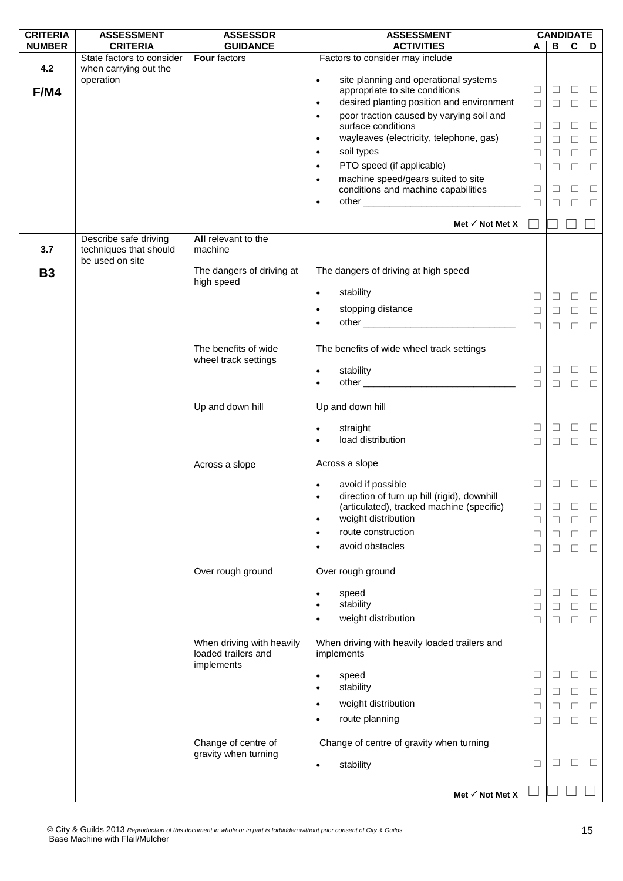| CRITERIA NUMBER | ASSESSMENT CRITERIA | ASSESSOR GUIDANCE | ASSESSMENT ACTIVITIES | CANDIDATE A | B | C | D |
|---|---|---|---|---|---|---|---|
| 4.2<br><br>**F/M4** | State factors to consider when carrying out the operation | **Four** factors | Factors to consider may include | | | | |
| | | | • site planning and operational systems appropriate to site conditions | ☐ | ☐ | ☐ | ☐ |
| | | | • desired planting position and environment | ☐ | ☐ | ☐ | ☐ |
| | | | • poor traction caused by varying soil and surface conditions | ☐ | ☐ | ☐ | ☐ |
| | | | • wayleaves (electricity, telephone, gas) | ☐ | ☐ | ☐ | ☐ |
| | | | • soil types | ☐ | ☐ | ☐ | ☐ |
| | | | • PTO speed (if applicable) | ☐ | ☐ | ☐ | ☐ |
| | | | • machine speed/gears suited to site conditions and machine capabilities | ☐ | ☐ | ☐ | ☐ |
| | | | • other ______________________________ | ☐ | ☐ | ☐ | ☐ |
| | | | **Met ✓ Not Met X** | ☐ | ☐ | ☐ | ☐ |
| 3.7<br><br>**B3** | Describe safe driving techniques that should be used on site | **All** relevant to the machine | | | | | |
| | | The dangers of driving at high speed | The dangers of driving at high speed | | | | |
| | | | • stability | ☐ | ☐ | ☐ | ☐ |
| | | | • stopping distance | ☐ | ☐ | ☐ | ☐ |
| | | | • other ______________________________ | ☐ | ☐ | ☐ | ☐ |
| | | The benefits of wide wheel track settings | The benefits of wide wheel track settings | | | | |
| | | | • stability | ☐ | ☐ | ☐ | ☐ |
| | | | • other ______________________________ | ☐ | ☐ | ☐ | ☐ |
| | | Up and down hill | Up and down hill | | | | |
| | | | • straight | ☐ | ☐ | ☐ | ☐ |
| | | | • load distribution | ☐ | ☐ | ☐ | ☐ |
| | | Across a slope | Across a slope | | | | |
| | | | • avoid if possible | ☐ | ☐ | ☐ | ☐ |
| | | | • direction of turn up hill (rigid), downhill (articulated), tracked machine (specific) | ☐ | ☐ | ☐ | ☐ |
| | | | • weight distribution | ☐ | ☐ | ☐ | ☐ |
| | | | • route construction | ☐ | ☐ | ☐ | ☐ |
| | | | • avoid obstacles | ☐ | ☐ | ☐ | ☐ |
| | | Over rough ground | Over rough ground | | | | |
| | | | • speed | ☐ | ☐ | ☐ | ☐ |
| | | | • stability | ☐ | ☐ | ☐ | ☐ |
| | | | • weight distribution | ☐ | ☐ | ☐ | ☐ |
| | | When driving with heavily loaded trailers and implements | When driving with heavily loaded trailers and implements | | | | |
| | | | • speed | ☐ | ☐ | ☐ | ☐ |
| | | | • stability | ☐ | ☐ | ☐ | ☐ |
| | | | • weight distribution | ☐ | ☐ | ☐ | ☐ |
| | | | • route planning | ☐ | ☐ | ☐ | ☐ |
| | | Change of centre of gravity when turning | Change of centre of gravity when turning | | | | |
| | | | • stability | ☐ | ☐ | ☐ | ☐ |
| | | | **Met ✓ Not Met X** | ☐ | ☐ | ☐ | ☐ |

© City & Guilds 2013 *Reproduction of this document in whole or in part is forbidden without prior consent of City & Guilds*
Base Machine with Flail/Mulcher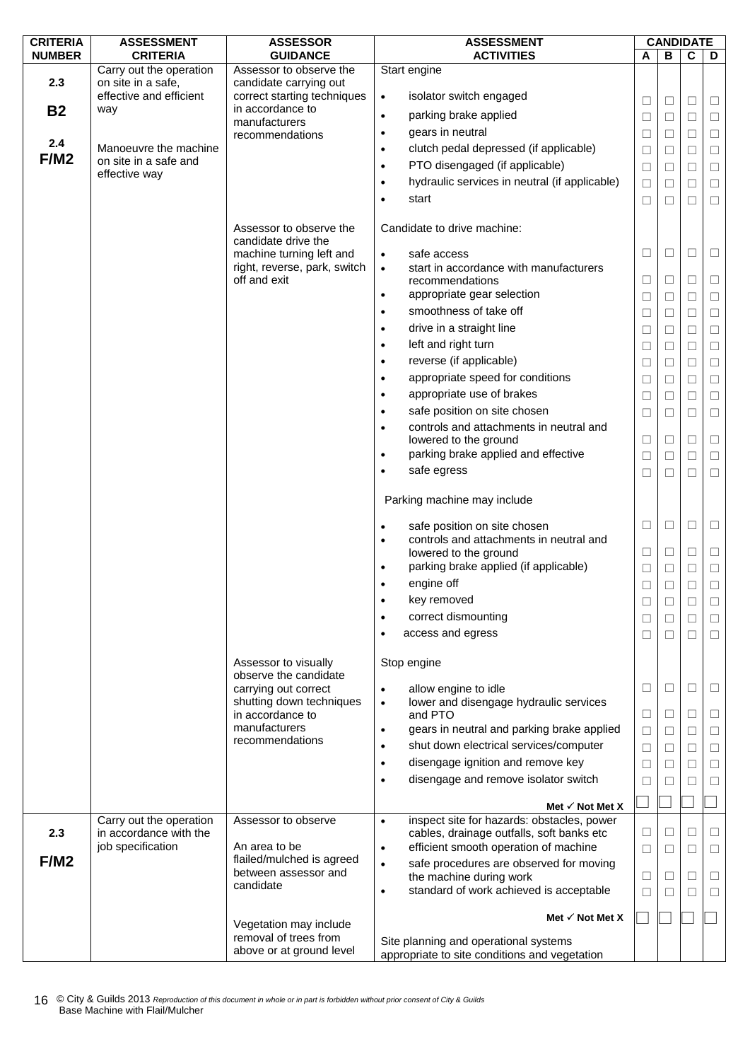| CRITERIA NUMBER | ASSESSMENT CRITERIA | ASSESSOR GUIDANCE | ASSESSMENT ACTIVITIES | CANDIDATE A | B | C | D |
|---|---|---|---|---|---|---|---|
| 2.3<br><br>**B2**<br><br>2.4<br>**F/M2** | Carry out the operation on site in a safe, effective and efficient way<br><br>Manoeuvre the machine on site in a safe and effective way | Assessor to observe the candidate carrying out correct starting techniques in accordance to manufacturers recommendations | Start engine | | | | |
| | | | • isolator switch engaged | ☐ | ☐ | ☐ | ☐ |
| | | | • parking brake applied | ☐ | ☐ | ☐ | ☐ |
| | | | • gears in neutral | ☐ | ☐ | ☐ | ☐ |
| | | | • clutch pedal depressed (if applicable) | ☐ | ☐ | ☐ | ☐ |
| | | | • PTO disengaged (if applicable) | ☐ | ☐ | ☐ | ☐ |
| | | | • hydraulic services in neutral (if applicable) | ☐ | ☐ | ☐ | ☐ |
| | | | • start | ☐ | ☐ | ☐ | ☐ |
| | | Assessor to observe the candidate drive the machine turning left and right, reverse, park, switch off and exit | Candidate to drive machine: | | | | |
| | | | • safe access | ☐ | ☐ | ☐ | ☐ |
| | | | • start in accordance with manufacturers recommendations | ☐ | ☐ | ☐ | ☐ |
| | | | • appropriate gear selection | ☐ | ☐ | ☐ | ☐ |
| | | | • smoothness of take off | ☐ | ☐ | ☐ | ☐ |
| | | | • drive in a straight line | ☐ | ☐ | ☐ | ☐ |
| | | | • left and right turn | ☐ | ☐ | ☐ | ☐ |
| | | | • reverse (if applicable) | ☐ | ☐ | ☐ | ☐ |
| | | | • appropriate speed for conditions | ☐ | ☐ | ☐ | ☐ |
| | | | • appropriate use of brakes | ☐ | ☐ | ☐ | ☐ |
| | | | • safe position on site chosen | ☐ | ☐ | ☐ | ☐ |
| | | | • controls and attachments in neutral and lowered to the ground | ☐ | ☐ | ☐ | ☐ |
| | | | • parking brake applied and effective | ☐ | ☐ | ☐ | ☐ |
| | | | • safe egress | ☐ | ☐ | ☐ | ☐ |
| | | | Parking machine may include | | | | |
| | | | • safe position on site chosen | ☐ | ☐ | ☐ | ☐ |
| | | | • controls and attachments in neutral and lowered to the ground | ☐ | ☐ | ☐ | ☐ |
| | | | • parking brake applied (if applicable) | ☐ | ☐ | ☐ | ☐ |
| | | | • engine off | ☐ | ☐ | ☐ | ☐ |
| | | | • key removed | ☐ | ☐ | ☐ | ☐ |
| | | | • correct dismounting | ☐ | ☐ | ☐ | ☐ |
| | | | • access and egress | ☐ | ☐ | ☐ | ☐ |
| | | Assessor to visually observe the candidate carrying out correct shutting down techniques in accordance to manufacturers recommendations | Stop engine | | | | |
| | | | • allow engine to idle | ☐ | ☐ | ☐ | ☐ |
| | | | • lower and disengage hydraulic services and PTO | ☐ | ☐ | ☐ | ☐ |
| | | | • gears in neutral and parking brake applied | ☐ | ☐ | ☐ | ☐ |
| | | | • shut down electrical services/computer | ☐ | ☐ | ☐ | ☐ |
| | | | • disengage ignition and remove key | ☐ | ☐ | ☐ | ☐ |
| | | | • disengage and remove isolator switch | ☐ | ☐ | ☐ | ☐ |
| | | | **Met ✓ Not Met X** | ☐ | ☐ | ☐ | ☐ |
| 2.3<br><br>**F/M2** | Carry out the operation in accordance with the job specification | Assessor to observe<br><br>An area to be flailed/mulched is agreed between assessor and candidate | • inspect site for hazards: obstacles, power cables, drainage outfalls, soft banks etc | ☐ | ☐ | ☐ | ☐ |
| | | | • efficient smooth operation of machine | ☐ | ☐ | ☐ | ☐ |
| | | | • safe procedures are observed for moving the machine during work | ☐ | ☐ | ☐ | ☐ |
| | | | • standard of work achieved is acceptable | ☐ | ☐ | ☐ | ☐ |
| | | Vegetation may include removal of trees from above or at ground level | **Met ✓ Not Met X** | ☐ | ☐ | ☐ | ☐ |
| | | | Site planning and operational systems appropriate to site conditions and vegetation | | | | |

© City & Guilds 2013 *Reproduction of this document in whole or in part is forbidden without prior consent of City & Guilds*
Base Machine with Flail/Mulcher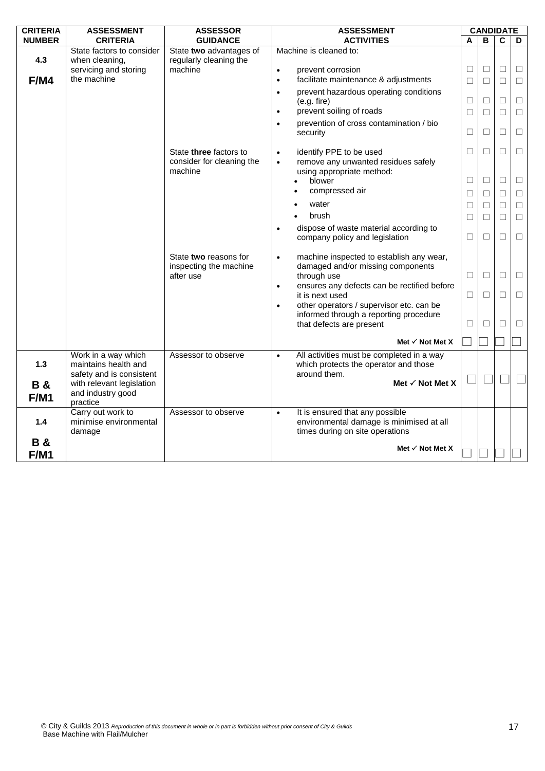| CRITERIA NUMBER | ASSESSMENT CRITERIA | ASSESSOR GUIDANCE | ASSESSMENT ACTIVITIES | CANDIDATE | | | |
|---|---|---|---|---|---|---|---|
| | | | | A | B | C | D |
| 4.3<br><br>F/M4 | State factors to consider when cleaning, servicing and storing the machine | State **two** advantages of regularly cleaning the machine | Machine is cleaned to: | | | | |
| | | | • prevent corrosion | ☐ | ☐ | ☐ | ☐ |
| | | | • facilitate maintenance & adjustments | ☐ | ☐ | ☐ | ☐ |
| | | | • prevent hazardous operating conditions (e.g. fire) | ☐ | ☐ | ☐ | ☐ |
| | | | • prevent soiling of roads | ☐ | ☐ | ☐ | ☐ |
| | | | • prevention of cross contamination / bio security | ☐ | ☐ | ☐ | ☐ |
| | | State **three** factors to consider for cleaning the machine | • identify PPE to be used | ☐ | ☐ | ☐ | ☐ |
| | | | • remove any unwanted residues safely using appropriate method: | | | | |
| | | | • blower | ☐ | ☐ | ☐ | ☐ |
| | | | • compressed air | ☐ | ☐ | ☐ | ☐ |
| | | | • water | ☐ | ☐ | ☐ | ☐ |
| | | | • brush | ☐ | ☐ | ☐ | ☐ |
| | | | • dispose of waste material according to company policy and legislation | ☐ | ☐ | ☐ | ☐ |
| | | State **two** reasons for inspecting the machine after use | • machine inspected to establish any wear, damaged and/or missing components through use | ☐ | ☐ | ☐ | ☐ |
| | | | • ensures any defects can be rectified before it is next used | ☐ | ☐ | ☐ | ☐ |
| | | | • other operators / supervisor etc. can be informed through a reporting procedure that defects are present | ☐ | ☐ | ☐ | ☐ |
| | | | **Met ✓ Not Met X** | ☐ | ☐ | ☐ | ☐ |
| 1.3<br><br>B & F/M1 | Work in a way which maintains health and safety and is consistent with relevant legislation and industry good practice | Assessor to observe | • All activities must be completed in a way which protects the operator and those around them.<br>**Met ✓ Not Met X** | ☐ | ☐ | ☐ | ☐ |
| 1.4<br><br>B & F/M1 | Carry out work to minimise environmental damage | Assessor to observe | • It is ensured that any possible environmental damage is minimised at all times during on site operations<br>**Met ✓ Not Met X** | ☐ | ☐ | ☐ | ☐ |

© City & Guilds 2013 *Reproduction of this document in whole or in part is forbidden without prior consent of City & Guilds*
Base Machine with Flail/Mulcher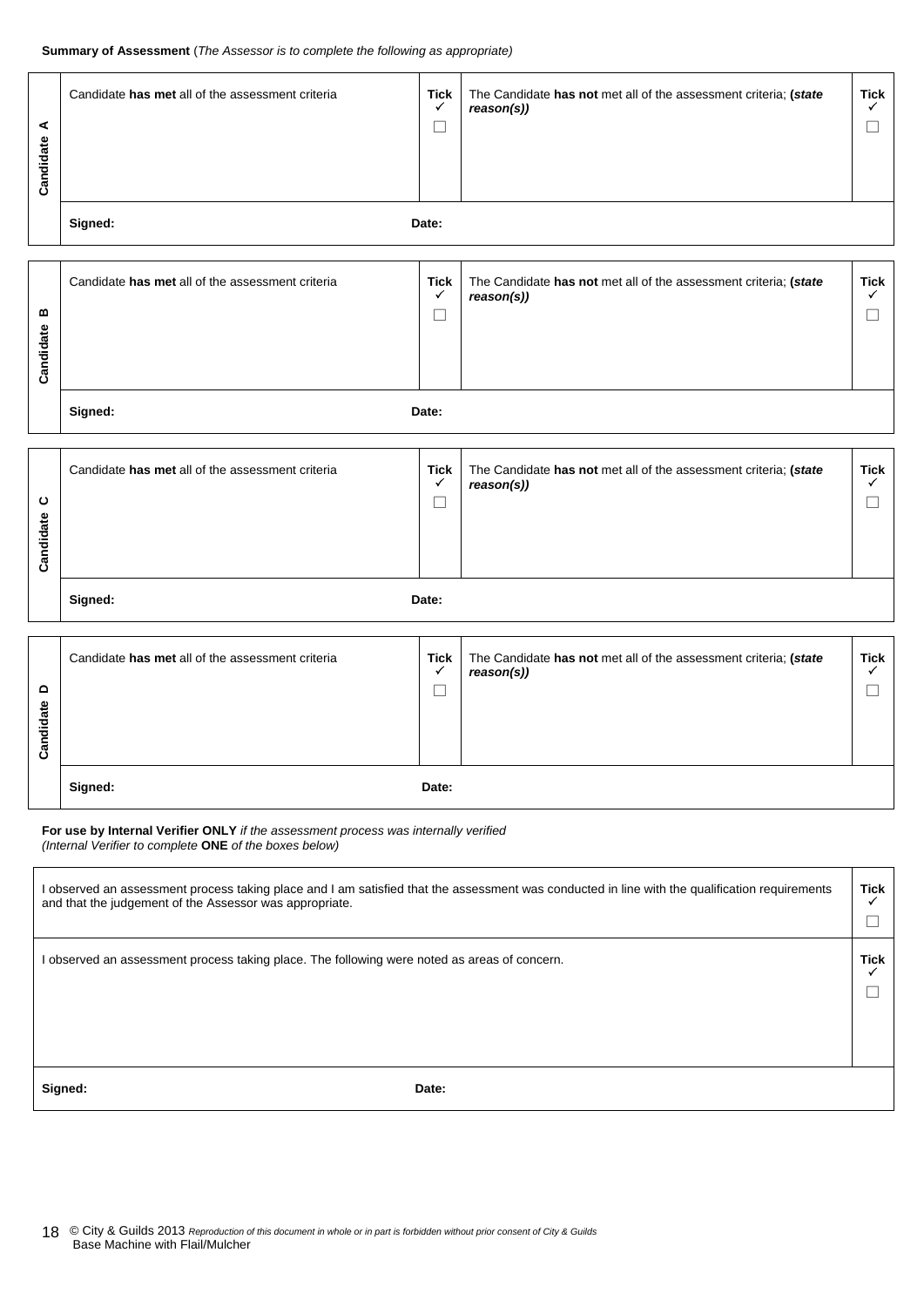**Summary of Assessment** (*The Assessor is to complete the following as appropriate)*

| | | | | |
|---|---|---|---|---|
| **Candidate A** | Candidate **has met** all of the assessment criteria | **Tick** ✓ ☐ | The Candidate **has not** met all of the assessment criteria; **(*state reason(s))*** | **Tick** ✓ ☐ |
| | **Signed:** | **Date:** | | |

| | | | | |
|---|---|---|---|---|
| **Candidate B** | Candidate **has met** all of the assessment criteria | **Tick** ✓ ☐ | The Candidate **has not** met all of the assessment criteria; **(*state reason(s))*** | **Tick** ✓ ☐ |
| | **Signed:** | **Date:** | | |

| | | | | |
|---|---|---|---|---|
| **Candidate C** | Candidate **has met** all of the assessment criteria | **Tick** ✓ ☐ | The Candidate **has not** met all of the assessment criteria; **(*state reason(s))*** | **Tick** ✓ ☐ |
| | **Signed:** | **Date:** | | |

| | | | | |
|---|---|---|---|---|
| **Candidate D** | Candidate **has met** all of the assessment criteria | **Tick** ✓ ☐ | The Candidate **has not** met all of the assessment criteria; **(*state reason(s))*** | **Tick** ✓ ☐ |
| | **Signed:** | **Date:** | | |

**For use by Internal Verifier ONLY** *if the assessment process was internally verified*
*(Internal Verifier to complete* **ONE** *of the boxes below)*

| | | |
|---|---|---|
| I observed an assessment process taking place and I am satisfied that the assessment was conducted in line with the qualification requirements and that the judgement of the Assessor was appropriate. | | **Tick** ✓ ☐ |
| I observed an assessment process taking place. The following were noted as areas of concern. | | **Tick** ✓ ☐ |
| **Signed:** | **Date:** | |

© City & Guilds 2013 *Reproduction of this document in whole or in part is forbidden without prior consent of City & Guilds*
Base Machine with Flail/Mulcher